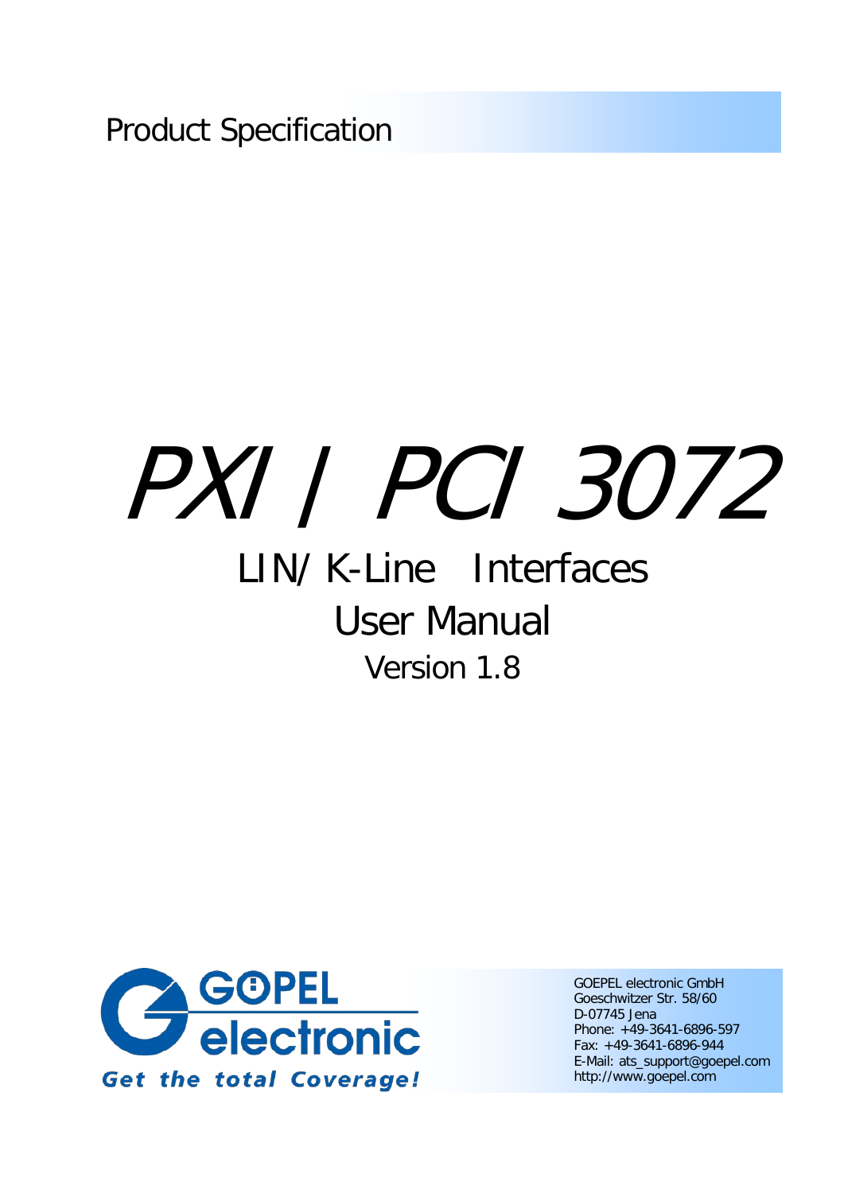Product Specification

# PXI / PCI 3072

## LIN/ K-Line Interfaces

## User Manual

Version 1.8

Get the total Coverage!

GOEPEL electronic GmbH
Goeschwitzer Str. 58/60
D-07745 Jena
Phone: +49-3641-6896-597
Fax: +49-3641-6896-944
E-Mail: ats_support@goepel.com
http://www.goepel.com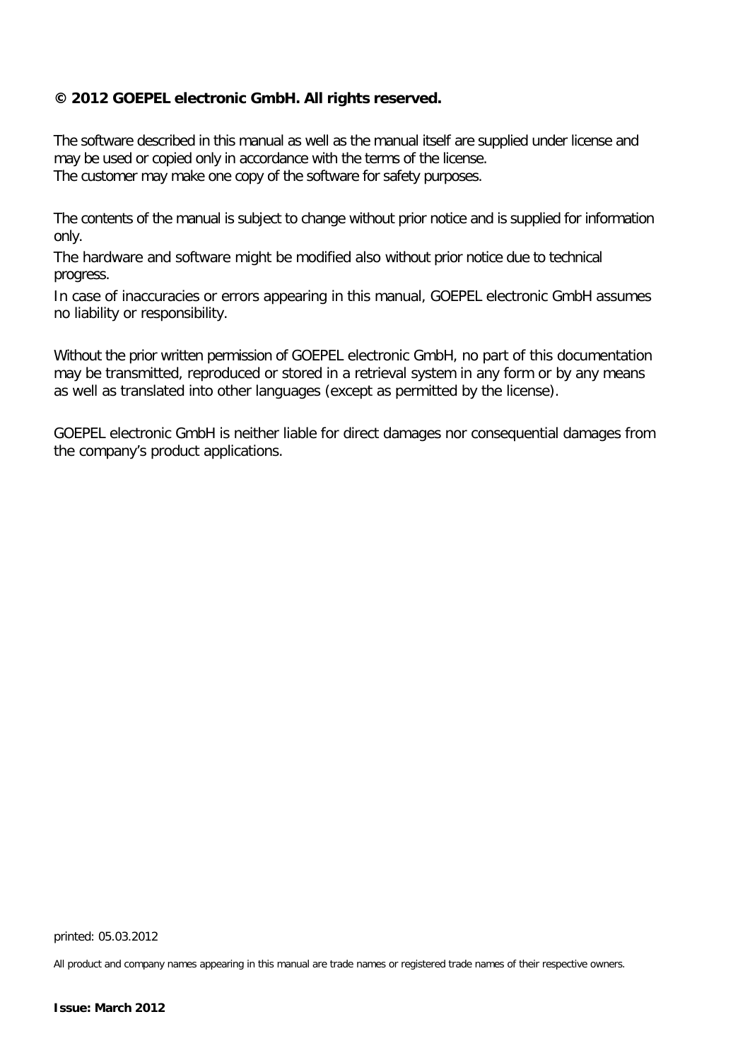**© 2012 GOEPEL electronic GmbH. All rights reserved.**

The software described in this manual as well as the manual itself are supplied under license and may be used or copied only in accordance with the terms of the license.
The customer may make one copy of the software for safety purposes.

The contents of the manual is subject to change without prior notice and is supplied for information only.

The hardware and software might be modified also without prior notice due to technical progress.

In case of inaccuracies or errors appearing in this manual, GOEPEL electronic GmbH assumes no liability or responsibility.

Without the prior written permission of GOEPEL electronic GmbH, no part of this documentation may be transmitted, reproduced or stored in a retrieval system in any form or by any means as well as translated into other languages (except as permitted by the license).

GOEPEL electronic GmbH is neither liable for direct damages nor consequential damages from the company's product applications.

printed: 05.03.2012

All product and company names appearing in this manual are trade names or registered trade names of their respective owners.

**Issue: March 2012**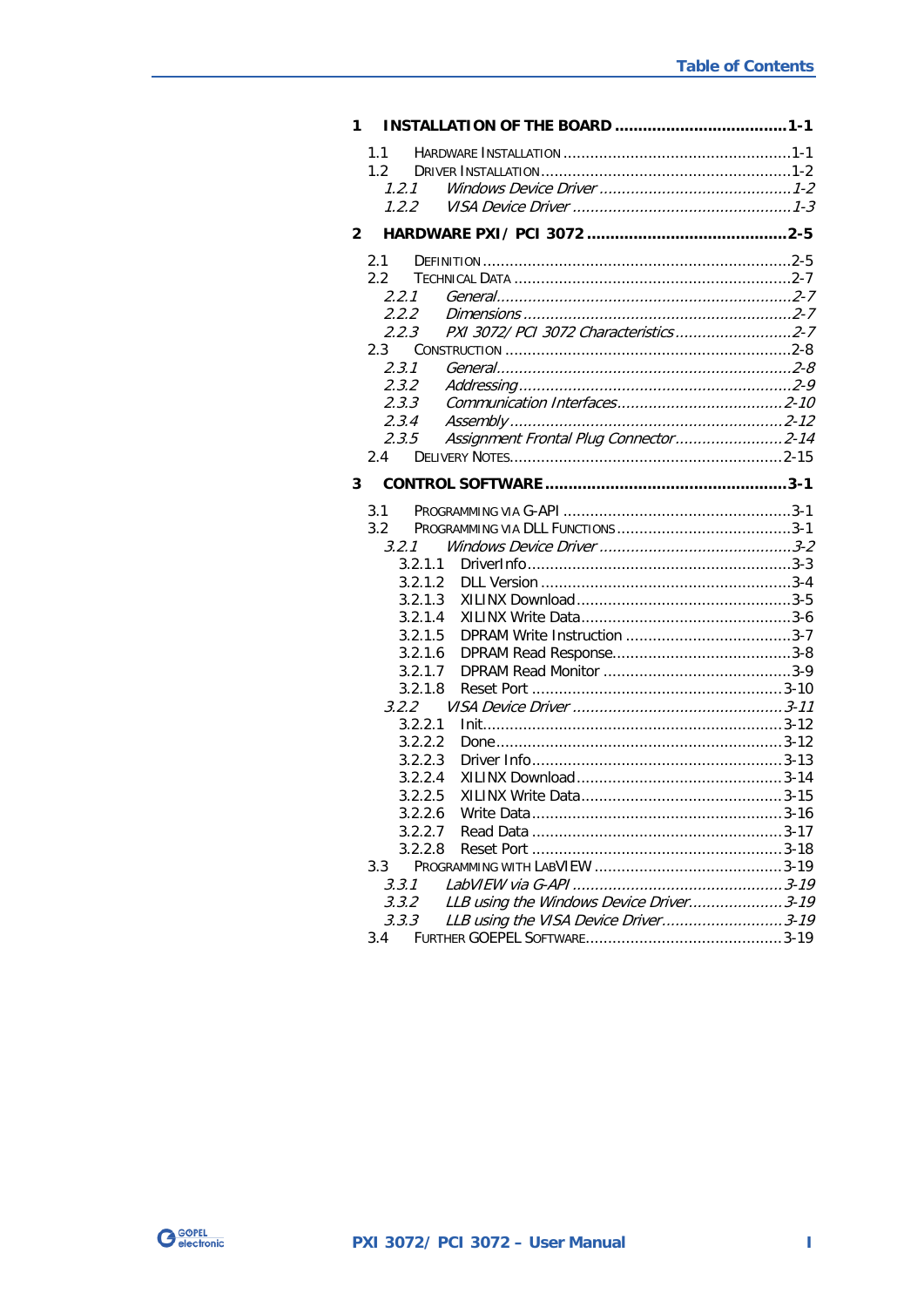# Table of Contents

**1 INSTALLATION OF THE BOARD ........................................ 1-1**

- 1.1 HARDWARE INSTALLATION ........................................ 1-1
- 1.2 DRIVER INSTALLATION ........................................ 1-2
  - *1.2.1 Windows Device Driver ........................................ 1-2*
  - *1.2.2 VISA Device Driver ........................................ 1-3*

**2 HARDWARE PXI / PCI 3072 ........................................ 2-5**

- 2.1 DEFINITION ........................................ 2-5
- 2.2 TECHNICAL DATA ........................................ 2-7
  - *2.2.1 General........................................ 2-7*
  - *2.2.2 Dimensions ........................................ 2-7*
  - *2.2.3 PXI 3072/ PCI 3072 Characteristics ........................................ 2-7*
- 2.3 CONSTRUCTION ........................................ 2-8
  - *2.3.1 General........................................ 2-8*
  - *2.3.2 Addressing........................................ 2-9*
  - *2.3.3 Communication Interfaces........................................ 2-10*
  - *2.3.4 Assembly ........................................ 2-12*
  - *2.3.5 Assignment Frontal Plug Connector ........................................ 2-14*
- 2.4 DELIVERY NOTES........................................ 2-15

**3 CONTROL SOFTWARE ........................................ 3-1**

- 3.1 PROGRAMMING VIA G-API ........................................ 3-1
- 3.2 PROGRAMMING VIA DLL FUNCTIONS ........................................ 3-1
  - *3.2.1 Windows Device Driver ........................................ 3-2*
    - 3.2.1.1 DriverInfo........................................ 3-3
    - 3.2.1.2 DLL Version ........................................ 3-4
    - 3.2.1.3 XILINX Download........................................ 3-5
    - 3.2.1.4 XILINX Write Data........................................ 3-6
    - 3.2.1.5 DPRAM Write Instruction ........................................ 3-7
    - 3.2.1.6 DPRAM Read Response........................................ 3-8
    - 3.2.1.7 DPRAM Read Monitor ........................................ 3-9
    - 3.2.1.8 Reset Port ........................................ 3-10
  - *3.2.2 VISA Device Driver ........................................ 3-11*
    - 3.2.2.1 Init........................................ 3-12
    - 3.2.2.2 Done........................................ 3-12
    - 3.2.2.3 Driver Info........................................ 3-13
    - 3.2.2.4 XILINX Download........................................ 3-14
    - 3.2.2.5 XILINX Write Data........................................ 3-15
    - 3.2.2.6 Write Data........................................ 3-16
    - 3.2.2.7 Read Data ........................................ 3-17
    - 3.2.2.8 Reset Port ........................................ 3-18
- 3.3 PROGRAMMING WITH LABVIEW ........................................ 3-19
  - *3.3.1 LabVIEW via G-API ........................................ 3-19*
  - *3.3.2 LLB using the Windows Device Driver........................................ 3-19*
  - *3.3.3 LLB using the VISA Device Driver........................................ 3-19*
- 3.4 FURTHER GOEPEL SOFTWARE........................................ 3-19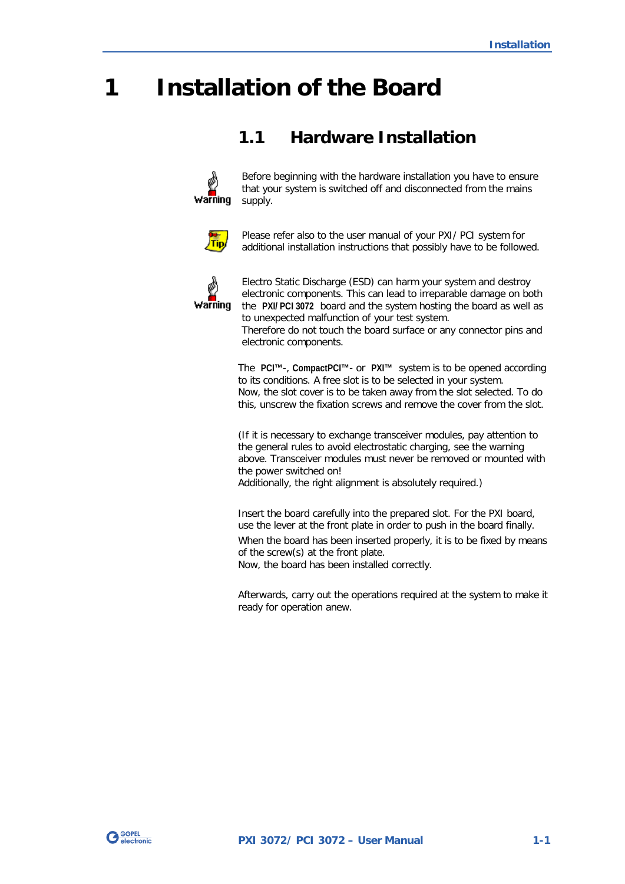# 1 Installation of the Board

## 1.1 Hardware Installation

**Warning**

Before beginning with the hardware installation you have to ensure that your system is switched off and disconnected from the mains supply.

**Tip**

Please refer also to the user manual of your PXI/ PCI system for additional installation instructions that possibly have to be followed.

**Warning**

Electro Static Discharge (ESD) can harm your system and destroy electronic components. This can lead to irreparable damage on both the **PXI/PCI 3072** board and the system hosting the board as well as to unexpected malfunction of your test system.
Therefore do not touch the board surface or any connector pins and electronic components.

The **PCI™**-, **CompactPCI™**- or **PXI™** system is to be opened according to its conditions. A free slot is to be selected in your system.
Now, the slot cover is to be taken away from the slot selected. To do this, unscrew the fixation screws and remove the cover from the slot.

(If it is necessary to exchange transceiver modules, pay attention to the general rules to avoid electrostatic charging, see the warning above. Transceiver modules must never be removed or mounted with the power switched on!
Additionally, the right alignment is absolutely required.)

Insert the board carefully into the prepared slot. For the PXI board, use the lever at the front plate in order to push in the board finally.

When the board has been inserted properly, it is to be fixed by means of the screw(s) at the front plate.
Now, the board has been installed correctly.

Afterwards, carry out the operations required at the system to make it ready for operation anew.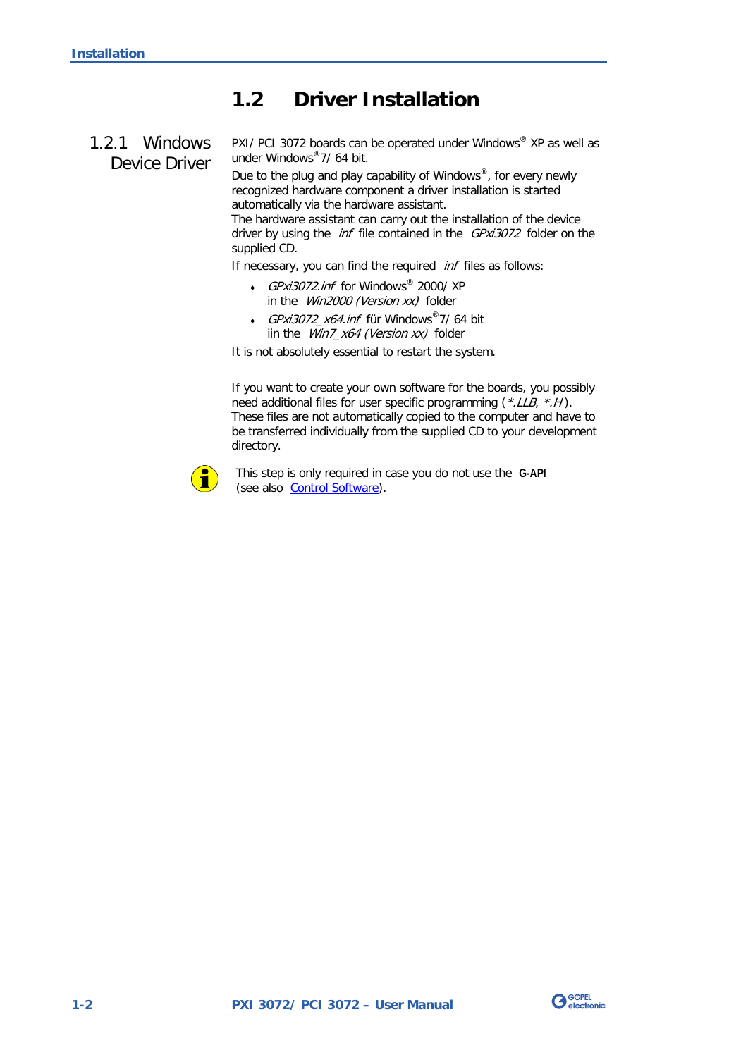## 1.2 Driver Installation

### 1.2.1 Windows Device Driver

PXI/PCI 3072 boards can be operated under Windows® XP as well as under Windows® 7/64 bit.

Due to the plug and play capability of Windows®, for every newly recognized hardware component a driver installation is started automatically via the hardware assistant.
The hardware assistant can carry out the installation of the device driver by using the *inf* file contained in the *GPxi3072* folder on the supplied CD.

If necessary, you can find the required *inf* files as follows:

- *GPxi3072.inf* for Windows® 2000/XP
  in the *Win2000 (Version xx)* folder
- *GPxi3072_x64.inf* für Windows® 7/64 bit
  iin the *Win7_x64 (Version xx)* folder

It is not absolutely essential to restart the system.

If you want to create your own software for the boards, you possibly need additional files for user specific programming (*\*.LLB*, *\*.H*). These files are not automatically copied to the computer and have to be transferred individually from the supplied CD to your development directory.

This step is only required in case you do not use the **G-API** (see also Control Software).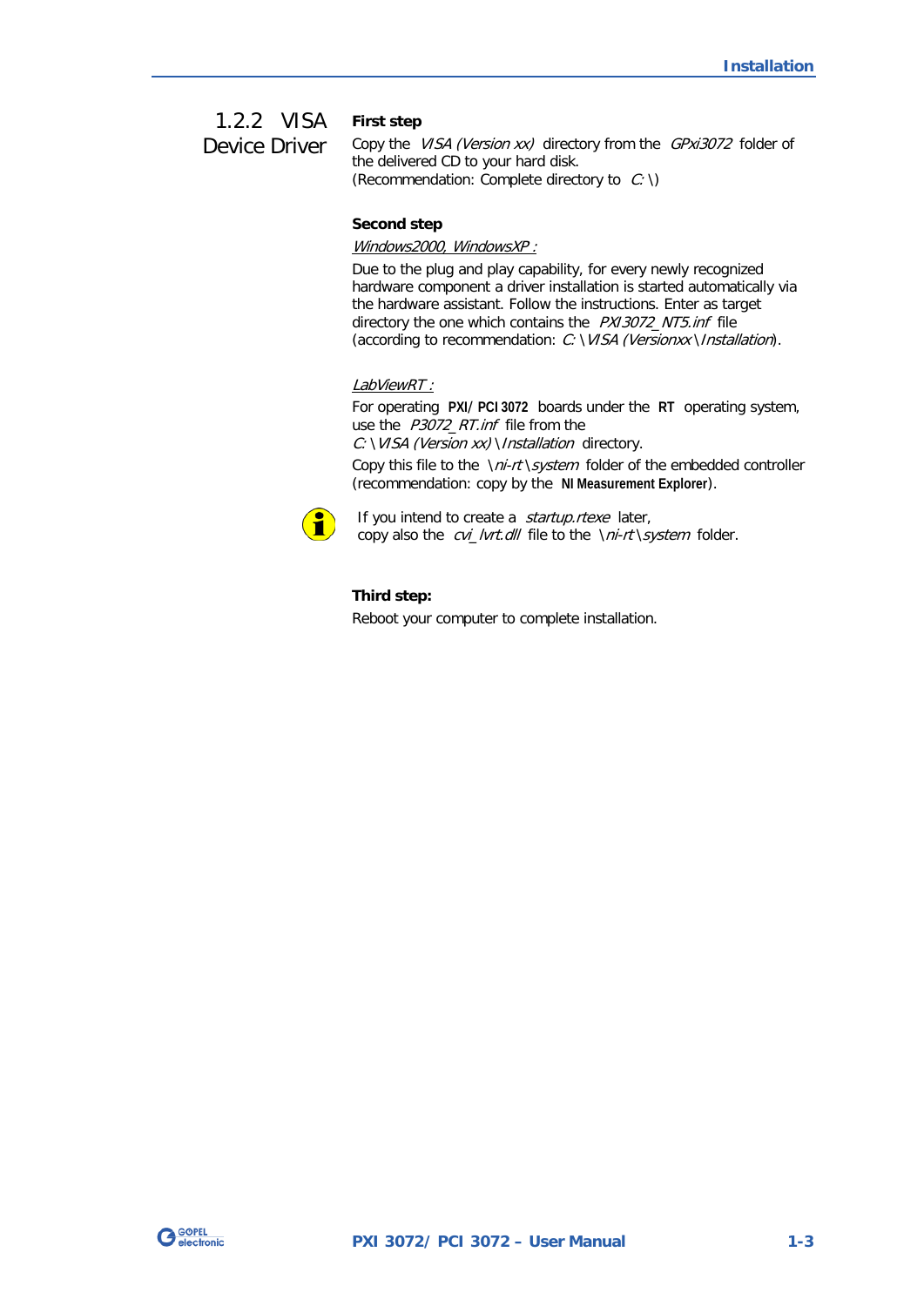## 1.2.2 VISA Device Driver

**First step**

Copy the *VISA (Version xx)* directory from the *GPxi3072* folder of the delivered CD to your hard disk.
(Recommendation: Complete directory to *C:\*)

**Second step**

*Windows2000, WindowsXP :*

Due to the plug and play capability, for every newly recognized hardware component a driver installation is started automatically via the hardware assistant. Follow the instructions. Enter as target directory the one which contains the *PXI3072_NT5.inf* file (according to recommendation: *C:\VISA (Versionxx\Installation*).

*LabViewRT :*

For operating **PXI/ PCI 3072** boards under the **RT** operating system, use the *P3072_RT.inf* file from the *C:\VISA (Version xx)\Installation* directory.

Copy this file to the *\ni-rt\system* folder of the embedded controller (recommendation: copy by the **NI Measurement Explorer**).

If you intend to create a *startup.rtexe* later, copy also the *cvi_lvrt.dll* file to the *\ni-rt\system* folder.

**Third step:**

Reboot your computer to complete installation.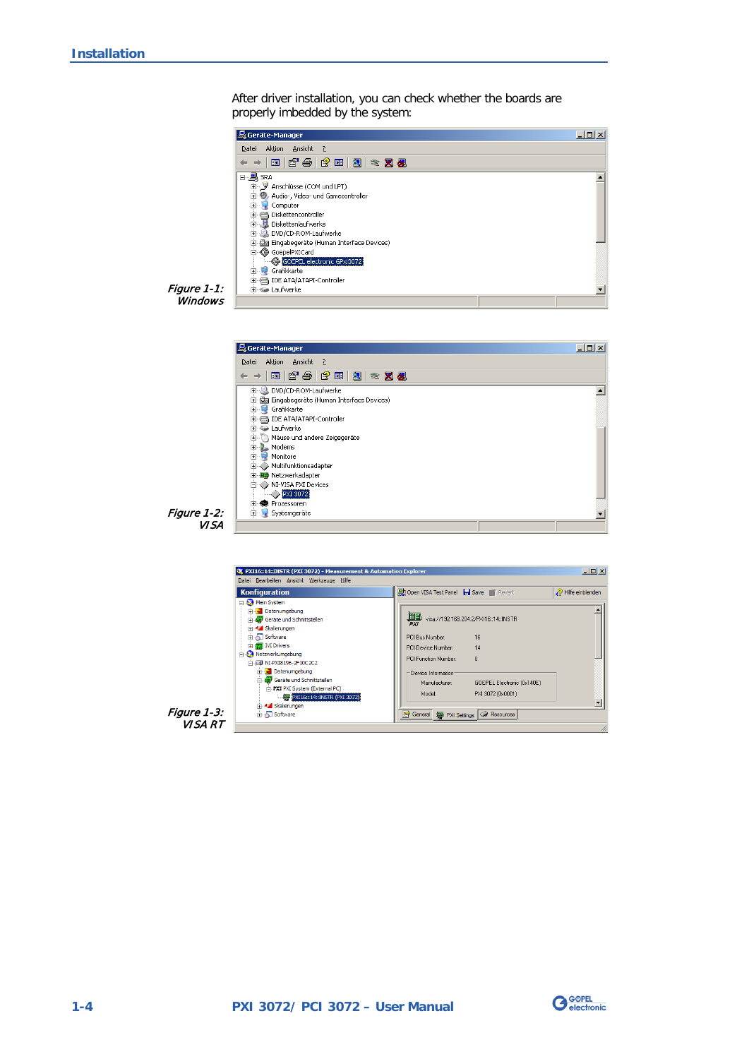After driver installation, you can check whether the boards are properly imbedded by the system:

*Figure 1-1: Windows*

*Figure 1-2: VISA*

*Figure 1-3: VISA RT*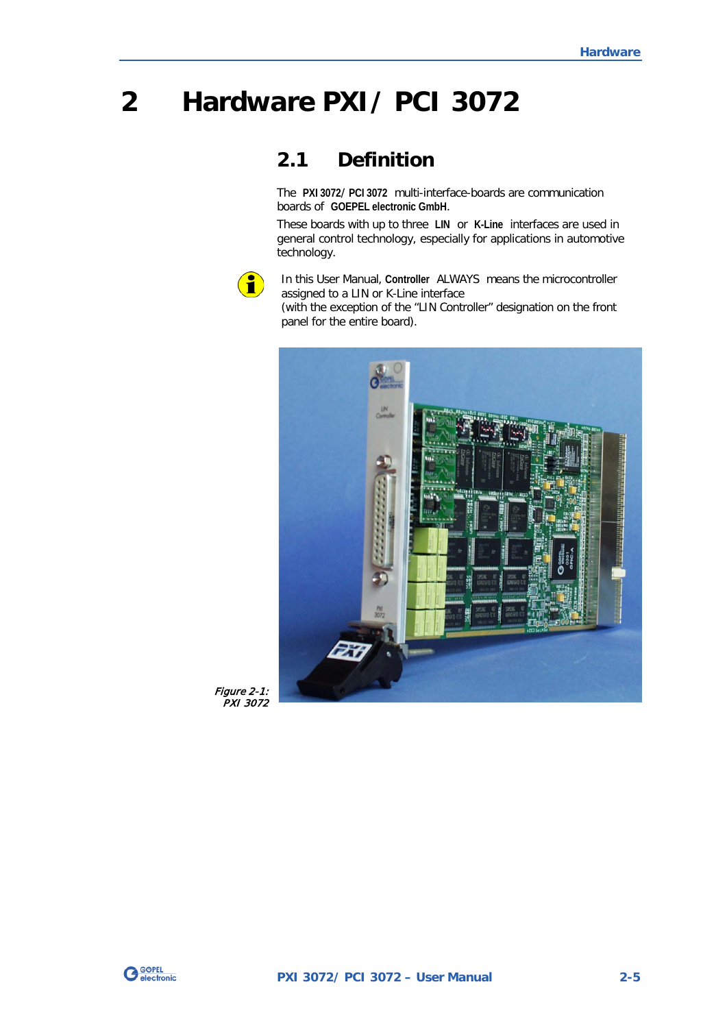# 2 Hardware PXI / PCI 3072

## 2.1 Definition

The **PXI 3072 / PCI 3072** multi-interface-boards are communication boards of **GOEPEL electronic GmbH**.

These boards with up to three **LIN** or **K-Line** interfaces are used in general control technology, especially for applications in automotive technology.

In this User Manual, **Controller** ALWAYS means the microcontroller assigned to a LIN or K-Line interface (with the exception of the “LIN Controller” designation on the front panel for the entire board).

*Figure 2-1: PXI 3072*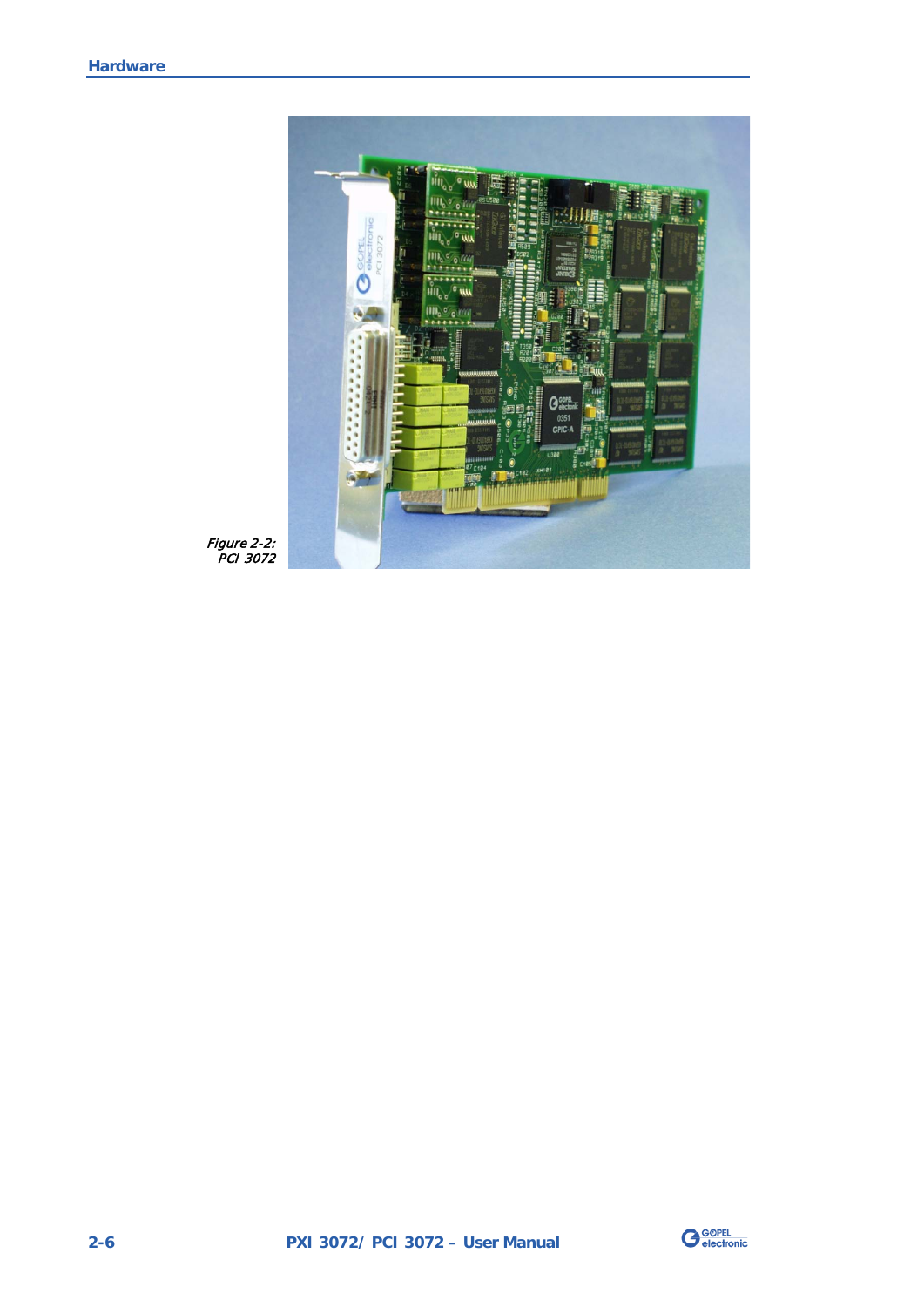*Figure 2-2: PCI 3072*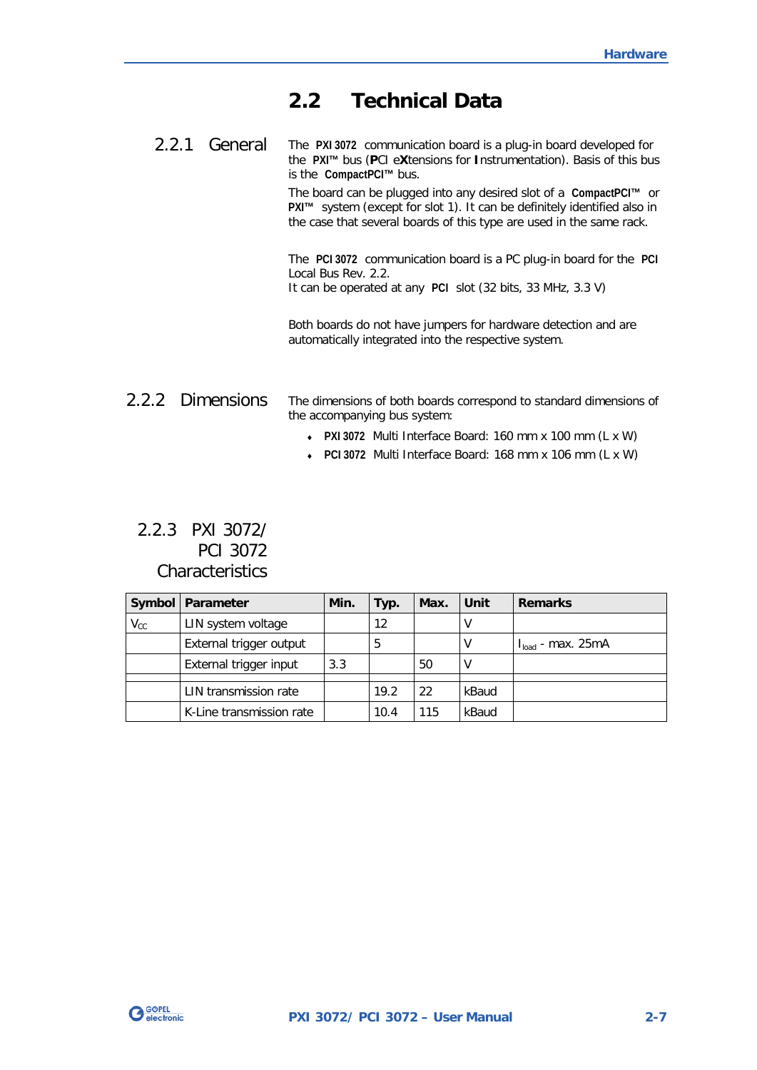## 2.2 Technical Data

### 2.2.1 General

The **PXI 3072** communication board is a plug-in board developed for the **PXI™** bus (**P**CI e**X**tensions for **I**nstrumentation). Basis of this bus is the **CompactPCI™** bus.

The board can be plugged into any desired slot of a **CompactPCI™** or **PXI™** system (except for slot 1). It can be definitely identified also in the case that several boards of this type are used in the same rack.

The **PCI 3072** communication board is a PC plug-in board for the **PCI** Local Bus Rev. 2.2.
It can be operated at any **PCI** slot (32 bits, 33 MHz, 3.3 V)

Both boards do not have jumpers for hardware detection and are automatically integrated into the respective system.

### 2.2.2 Dimensions

The dimensions of both boards correspond to standard dimensions of the accompanying bus system:

- **PXI 3072** Multi Interface Board: 160 mm x 100 mm (L x W)
- **PCI 3072** Multi Interface Board: 168 mm x 106 mm (L x W)

### 2.2.3 PXI 3072/ PCI 3072 Characteristics

| Symbol | Parameter | Min. | Typ. | Max. | Unit | Remarks |
|---|---|---|---|---|---|---|
| $V_{CC}$ | LIN system voltage | | 12 | | V | |
| | External trigger output | | 5 | | V | $I_{load}$ - max. 25mA |
| | External trigger input | 3.3 | | 50 | V | |
| | | | | | | |
| | LIN transmission rate | | 19.2 | 22 | kBaud | |
| | K-Line transmission rate | | 10.4 | 115 | kBaud | |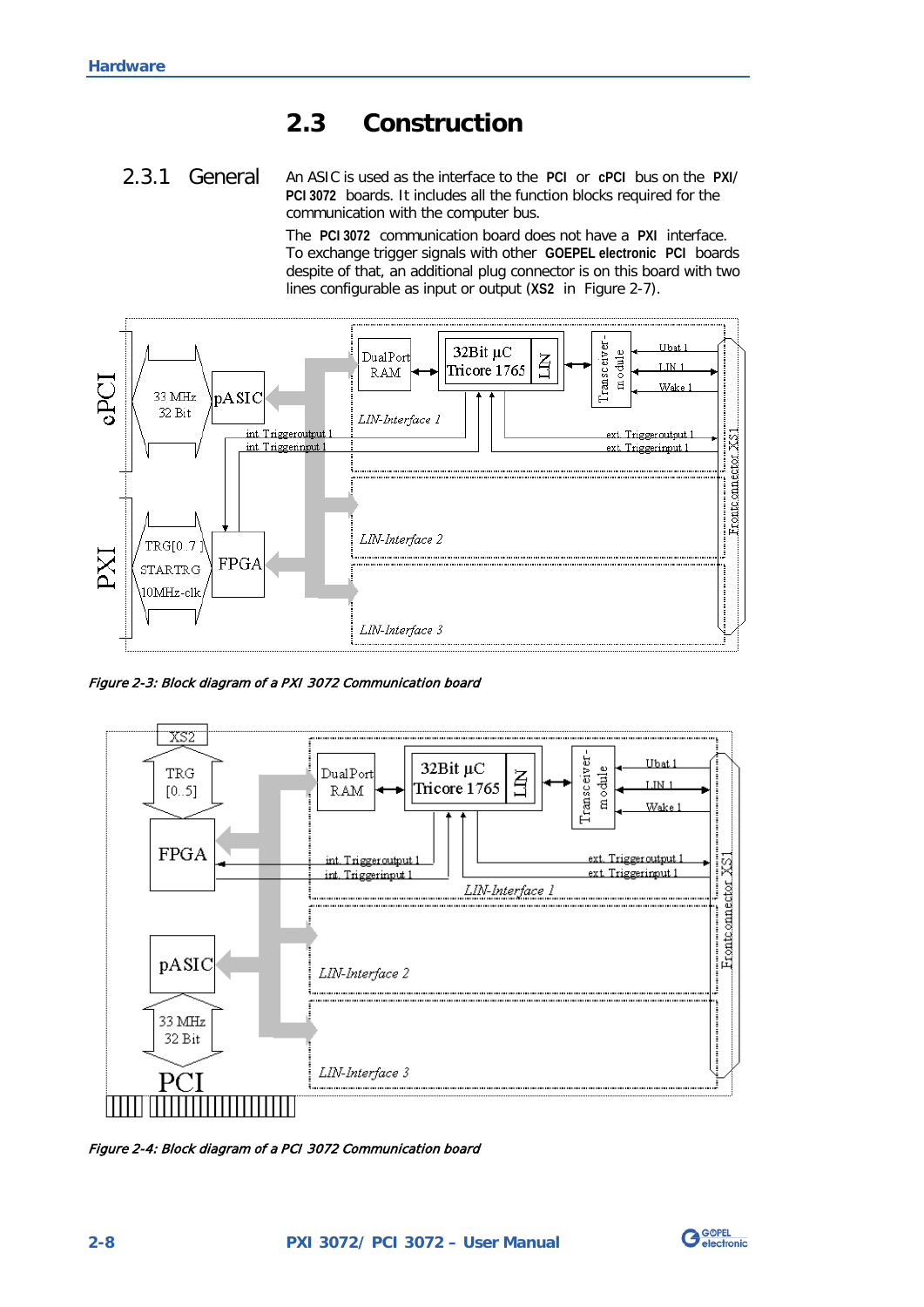## 2.3 Construction

### 2.3.1 General

An ASIC is used as the interface to the **PCI** or **cPCI** bus on the **PXI/ PCI 3072** boards. It includes all the function blocks required for the communication with the computer bus.

The **PCI 3072** communication board does not have a **PXI** interface. To exchange trigger signals with other **GOEPEL electronic PCI** boards despite of that, an additional plug connector is on this board with two lines configurable as input or output (**XS2** in Figure 2-7).

*Figure 2-3: Block diagram of a PXI 3072 Communication board*

*Figure 2-4: Block diagram of a PCI 3072 Communication board*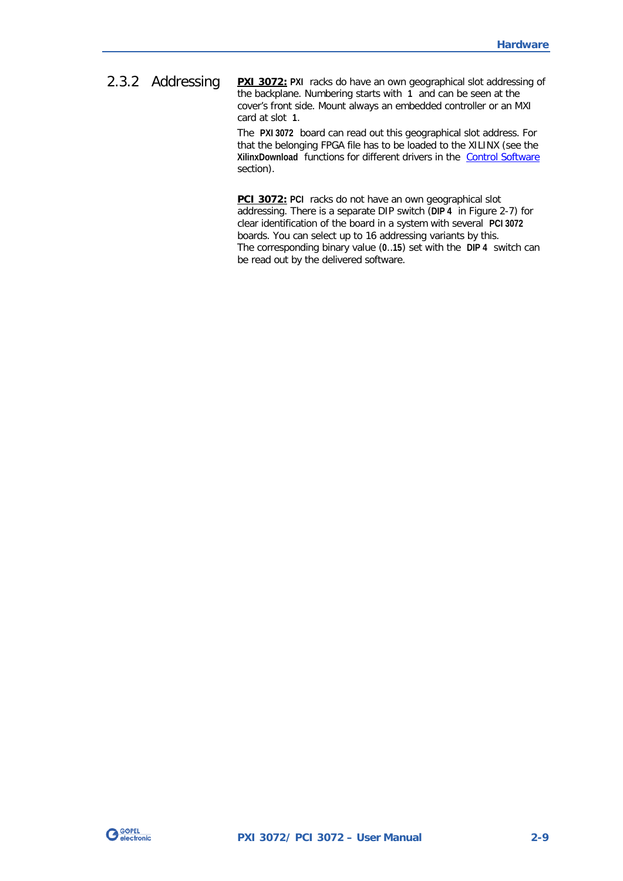### 2.3.2 Addressing

**PXI 3072:** **PXI** racks do have an own geographical slot addressing of the backplane. Numbering starts with **1** and can be seen at the cover's front side. Mount always an embedded controller or an MXI card at slot **1**.

The **PXI 3072** board can read out this geographical slot address. For that the belonging FPGA file has to be loaded to the XILINX (see the **XilinxDownload** functions for different drivers in the Control Software section).

**PCI 3072:** **PCI** racks do not have an own geographical slot addressing. There is a separate DIP switch (**DIP 4** in Figure 2-7) for clear identification of the board in a system with several **PCI 3072** boards. You can select up to 16 addressing variants by this. The corresponding binary value (**0**..**15**) set with the **DIP 4** switch can be read out by the delivered software.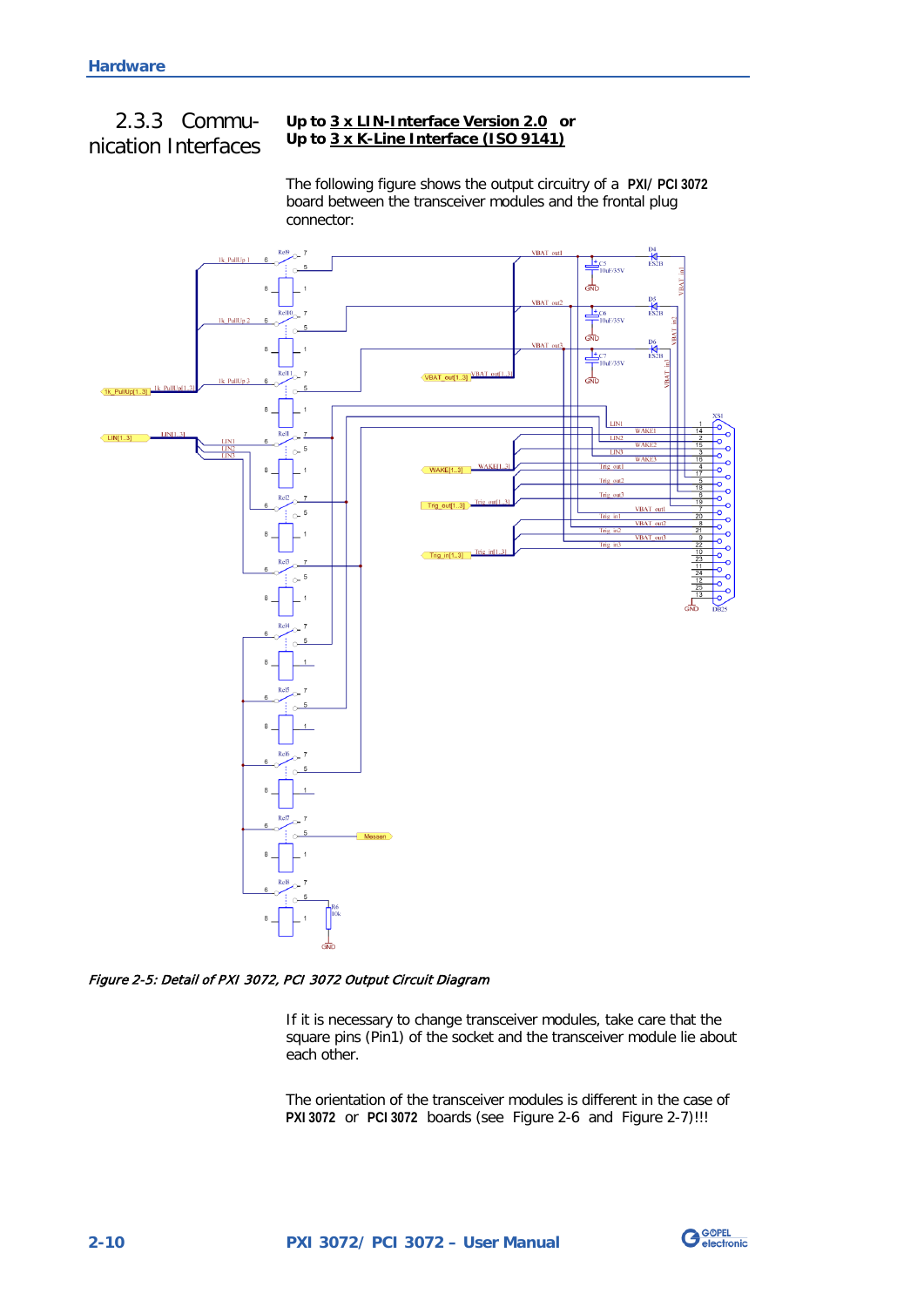## 2.3.3 Communication Interfaces

**Up to 3 x LIN-Interface Version 2.0 or**
**Up to 3 x K-Line Interface (ISO 9141)**

The following figure shows the output circuitry of a **PXI/ PCI 3072** board between the transceiver modules and the frontal plug connector:

*Figure 2-5: Detail of PXI 3072, PCI 3072 Output Circuit Diagram*

If it is necessary to change transceiver modules, take care that the square pins (Pin1) of the socket and the transceiver module lie about each other.

The orientation of the transceiver modules is different in the case of **PXI 3072** or **PCI 3072** boards (see Figure 2-6 and Figure 2-7)!!!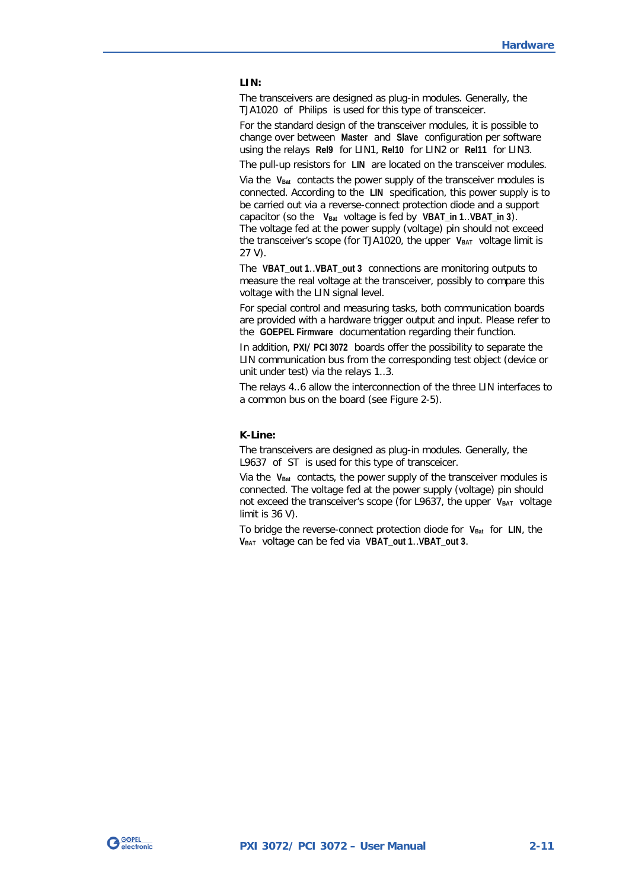**LIN:**

The transceivers are designed as plug-in modules. Generally, the TJA1020 of Philips is used for this type of transceicer.

For the standard design of the transceiver modules, it is possible to change over between **Master** and **Slave** configuration per software using the relays **Rel9** for LIN1, **Rel10** for LIN2 or **Rel11** for LIN3.

The pull-up resistors for **LIN** are located on the transceiver modules.

Via the $V_{Bat}$ contacts the power supply of the transceiver modules is connected. According to the **LIN** specification, this power supply is to be carried out via a reverse-connect protection diode and a support capacitor (so the $V_{Bat}$ voltage is fed by **VBAT_in 1**..**VBAT_in 3**).
The voltage fed at the power supply (voltage) pin should not exceed the transceiver's scope (for TJA1020, the upper $V_{BAT}$ voltage limit is 27 V).

The **VBAT_out 1**..**VBAT_out 3** connections are monitoring outputs to measure the real voltage at the transceiver, possibly to compare this voltage with the LIN signal level.

For special control and measuring tasks, both communication boards are provided with a hardware trigger output and input. Please refer to the **GOEPEL Firmware** documentation regarding their function.

In addition, **PXI**/ **PCI 3072** boards offer the possibility to separate the LIN communication bus from the corresponding test object (device or unit under test) via the relays 1..3.

The relays 4..6 allow the interconnection of the three LIN interfaces to a common bus on the board (see Figure 2-5).

**K-Line:**

The transceivers are designed as plug-in modules. Generally, the L9637 of ST is used for this type of transceicer.

Via the $V_{Bat}$ contacts, the power supply of the transceiver modules is connected. The voltage fed at the power supply (voltage) pin should not exceed the transceiver's scope (for L9637, the upper $V_{BAT}$ voltage limit is 36 V).

To bridge the reverse-connect protection diode for $V_{Bat}$ for **LIN**, the $V_{BAT}$ voltage can be fed via **VBAT_out 1**..**VBAT_out 3**.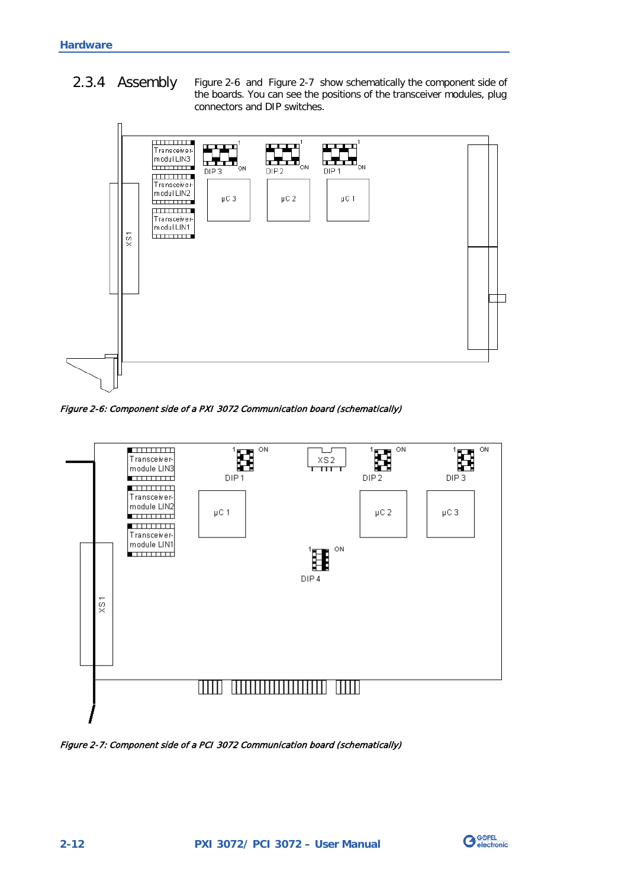## 2.3.4 Assembly

Figure 2-6 and Figure 2-7 show schematically the component side of the boards. You can see the positions of the transceiver modules, plug connectors and DIP switches.

*Figure 2-6: Component side of a PXI 3072 Communication board (schematically)*

*Figure 2-7: Component side of a PCI 3072 Communication board (schematically)*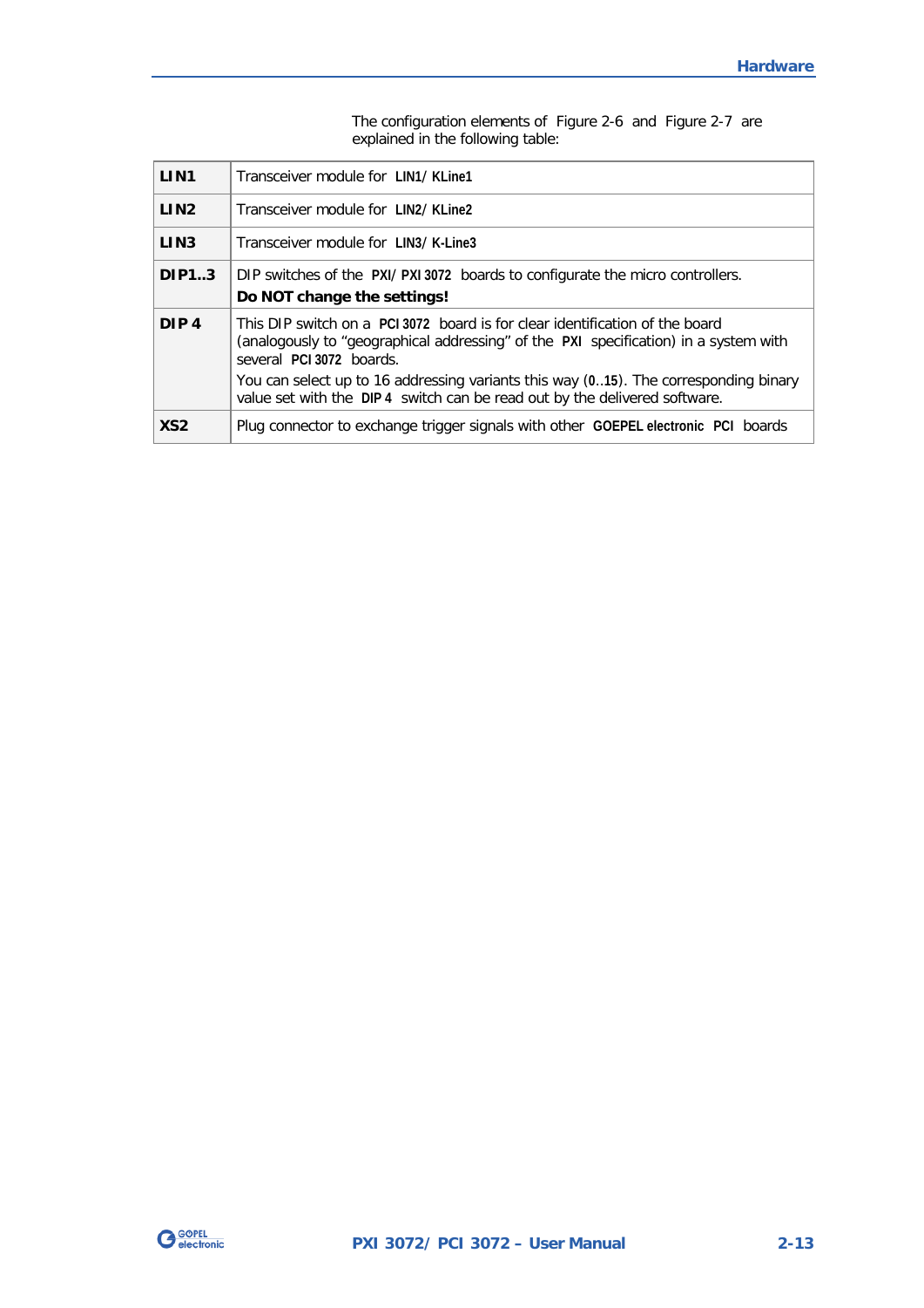The configuration elements of Figure 2-6 and Figure 2-7 are explained in the following table:

| | |
|---|---|
| **LIN1** | Transceiver module for **LIN1/ KLine1** |
| **LIN2** | Transceiver module for **LIN2/ KLine2** |
| **LIN3** | Transceiver module for **LIN3/ K-Line3** |
| **DIP1..3** | DIP switches of the **PXI/ PXI 3072** boards to configurate the micro controllers.<br>**Do NOT change the settings!** |
| **DIP 4** | This DIP switch on a **PCI 3072** board is for clear identification of the board (analogously to "geographical addressing" of the **PXI** specification) in a system with several **PCI 3072** boards.<br>You can select up to 16 addressing variants this way (**0..15**). The corresponding binary value set with the **DIP 4** switch can be read out by the delivered software. |
| **XS2** | Plug connector to exchange trigger signals with other **GOEPEL electronic PCI** boards |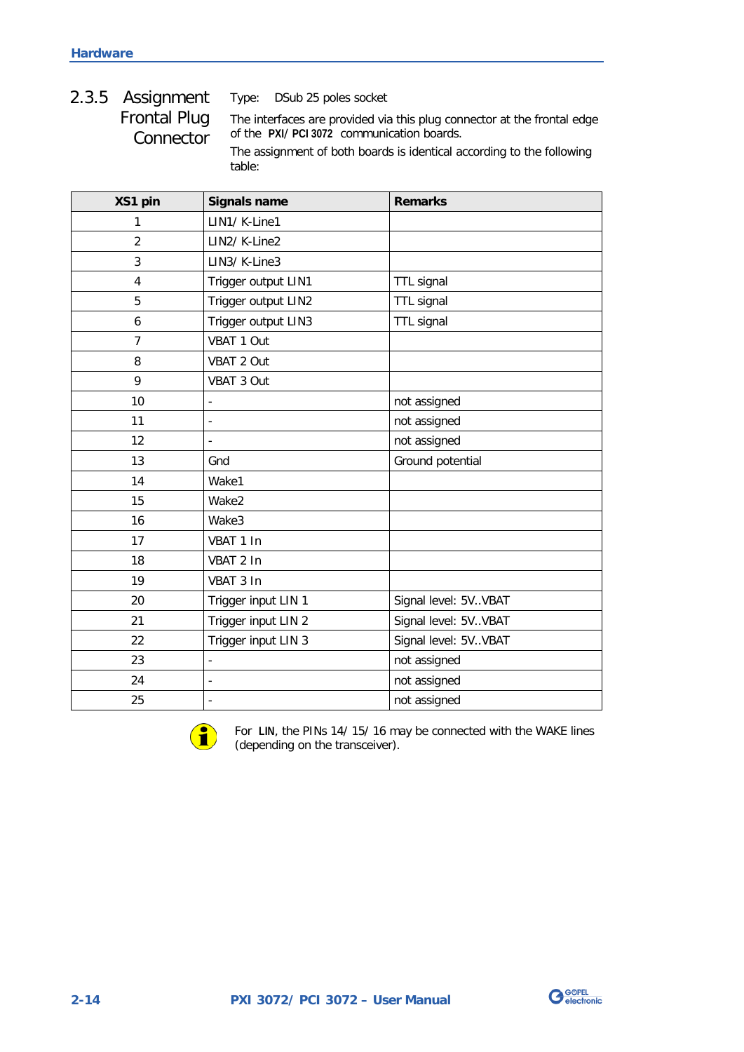### 2.3.5 Assignment Frontal Plug Connector

Type: DSub 25 poles socket

The interfaces are provided via this plug connector at the frontal edge of the **PXI/ PCI 3072** communication boards.

The assignment of both boards is identical according to the following table:

| XS1 pin | Signals name | Remarks |
|---|---|---|
| 1 | LIN1/ K-Line1 | |
| 2 | LIN2/ K-Line2 | |
| 3 | LIN3/ K-Line3 | |
| 4 | Trigger output LIN1 | TTL signal |
| 5 | Trigger output LIN2 | TTL signal |
| 6 | Trigger output LIN3 | TTL signal |
| 7 | VBAT 1 Out | |
| 8 | VBAT 2 Out | |
| 9 | VBAT 3 Out | |
| 10 | - | not assigned |
| 11 | - | not assigned |
| 12 | - | not assigned |
| 13 | Gnd | Ground potential |
| 14 | Wake1 | |
| 15 | Wake2 | |
| 16 | Wake3 | |
| 17 | VBAT 1 In | |
| 18 | VBAT 2 In | |
| 19 | VBAT 3 In | |
| 20 | Trigger input LIN 1 | Signal level: 5V..VBAT |
| 21 | Trigger input LIN 2 | Signal level: 5V..VBAT |
| 22 | Trigger input LIN 3 | Signal level: 5V..VBAT |
| 23 | - | not assigned |
| 24 | - | not assigned |
| 25 | - | not assigned |

For **LIN**, the PINs 14/ 15/ 16 may be connected with the WAKE lines (depending on the transceiver).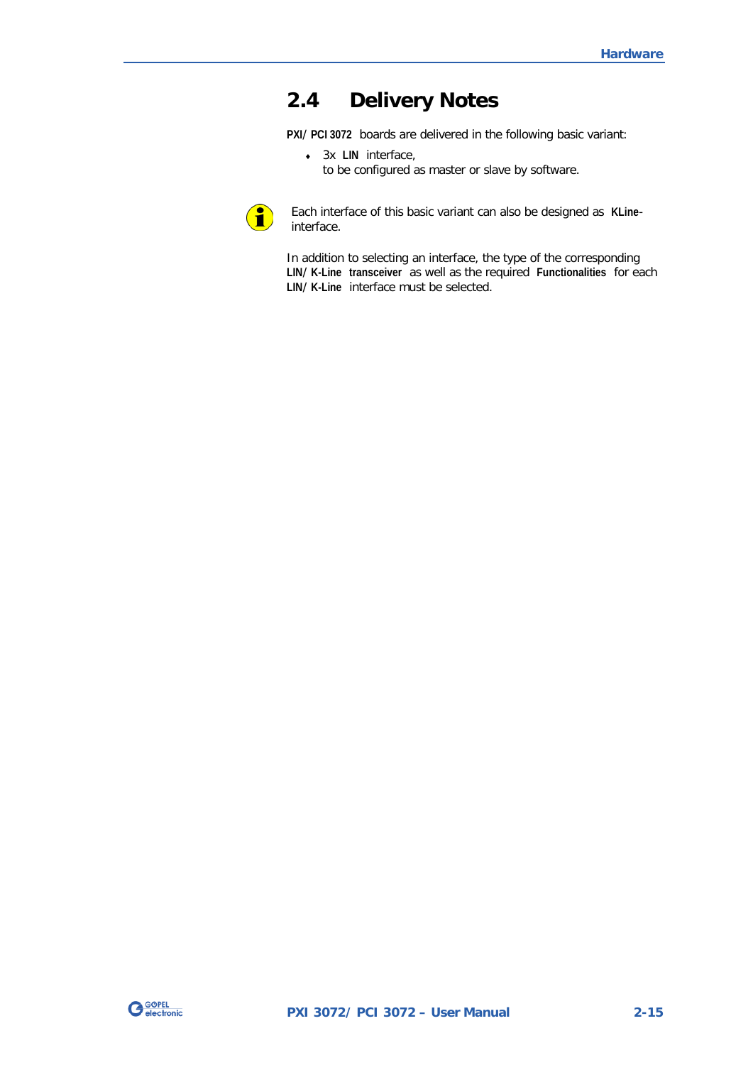## 2.4 Delivery Notes

**PXI/PCI 3072** boards are delivered in the following basic variant:

- 3x **LIN** interface,
  to be configured as master or slave by software.

Each interface of this basic variant can also be designed as **KLine**-interface.

In addition to selecting an interface, the type of the corresponding **LIN/K-Line transceiver** as well as the required **Functionalities** for each **LIN/K-Line** interface must be selected.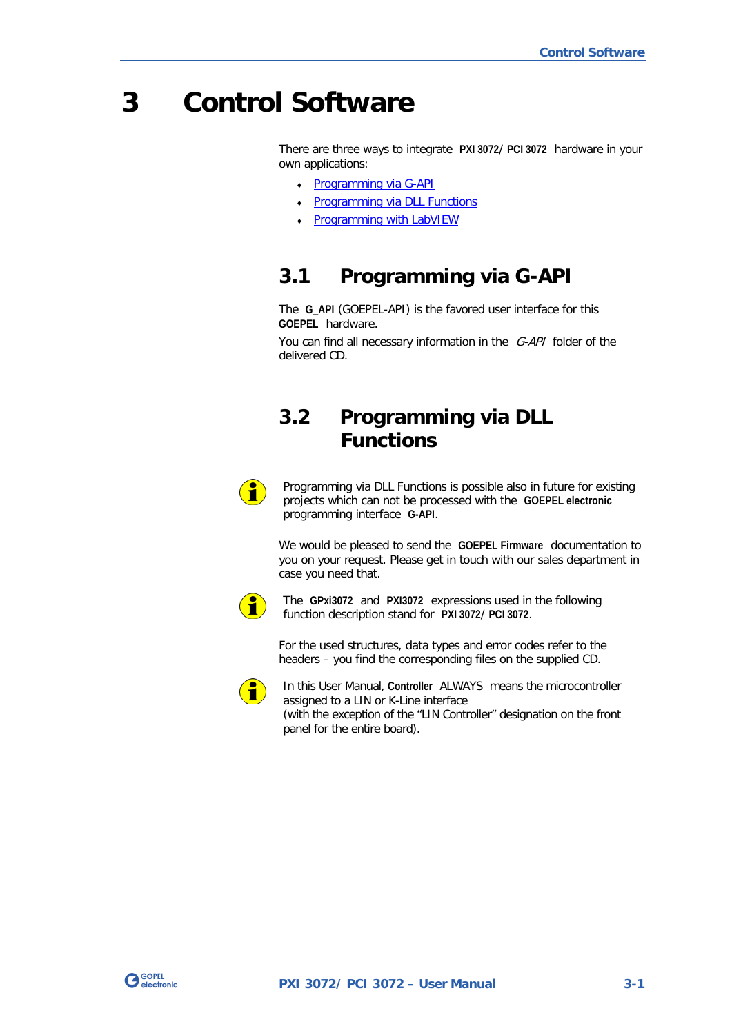# 3 Control Software

There are three ways to integrate **PXI 3072/ PCI 3072** hardware in your own applications:

- Programming via G-API
- Programming via DLL Functions
- Programming with LabVIEW

## 3.1 Programming via G-API

The **G_API** (GOEPEL-API) is the favored user interface for this **GOEPEL** hardware.

You can find all necessary information in the *G-API* folder of the delivered CD.

## 3.2 Programming via DLL Functions

Programming via DLL Functions is possible also in future for existing projects which can not be processed with the **GOEPEL electronic** programming interface **G-API**.

We would be pleased to send the **GOEPEL Firmware** documentation to you on your request. Please get in touch with our sales department in case you need that.

The **GPxi3072** and **PXI3072** expressions used in the following function description stand for **PXI 3072/ PCI 3072**.

For the used structures, data types and error codes refer to the headers – you find the corresponding files on the supplied CD.

In this User Manual, **Controller** ALWAYS means the microcontroller assigned to a LIN or K-Line interface
(with the exception of the "LIN Controller" designation on the front panel for the entire board).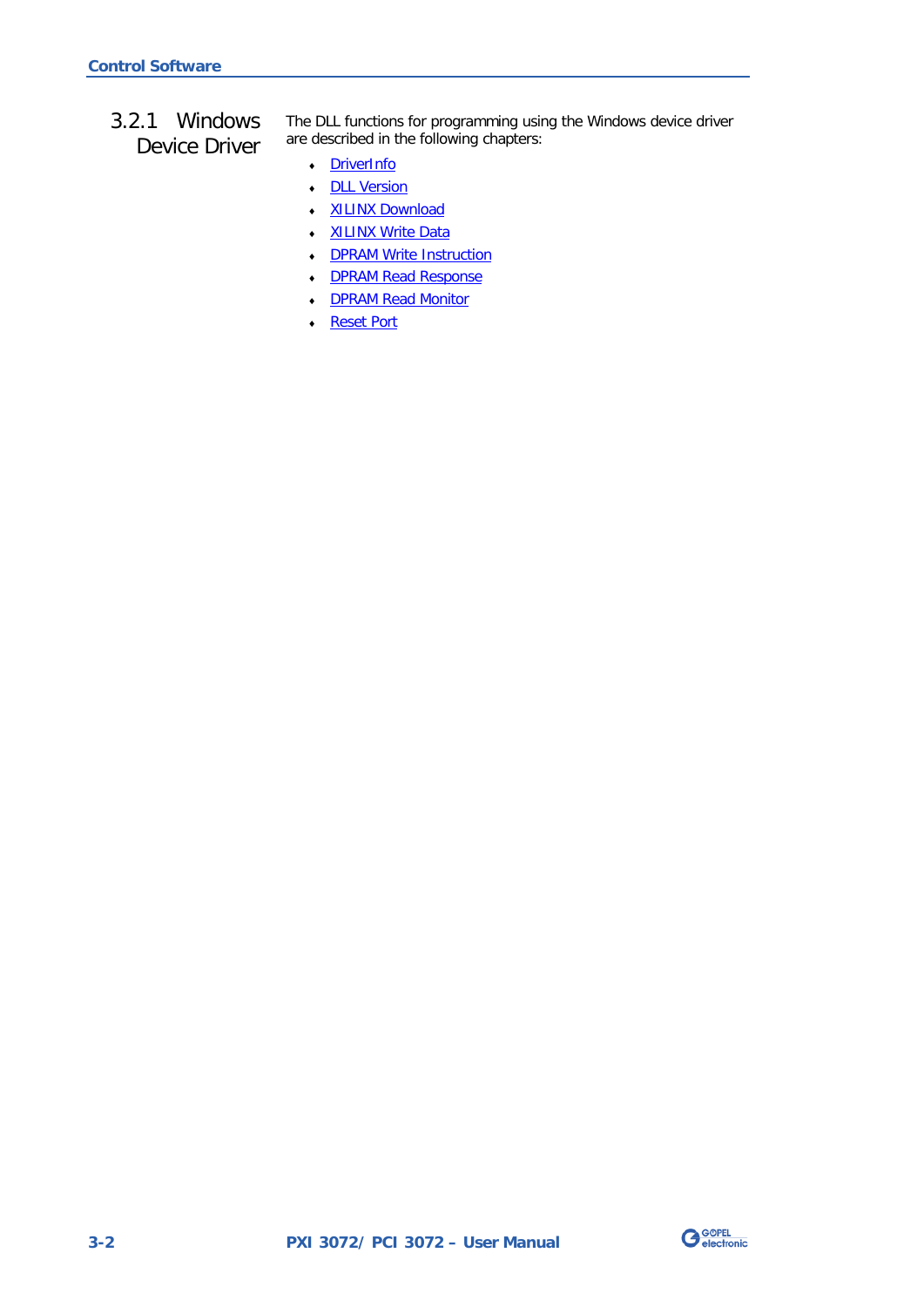### 3.2.1 Windows Device Driver

The DLL functions for programming using the Windows device driver are described in the following chapters:

- DriverInfo
- DLL Version
- XILINX Download
- XILINX Write Data
- DPRAM Write Instruction
- DPRAM Read Response
- DPRAM Read Monitor
- Reset Port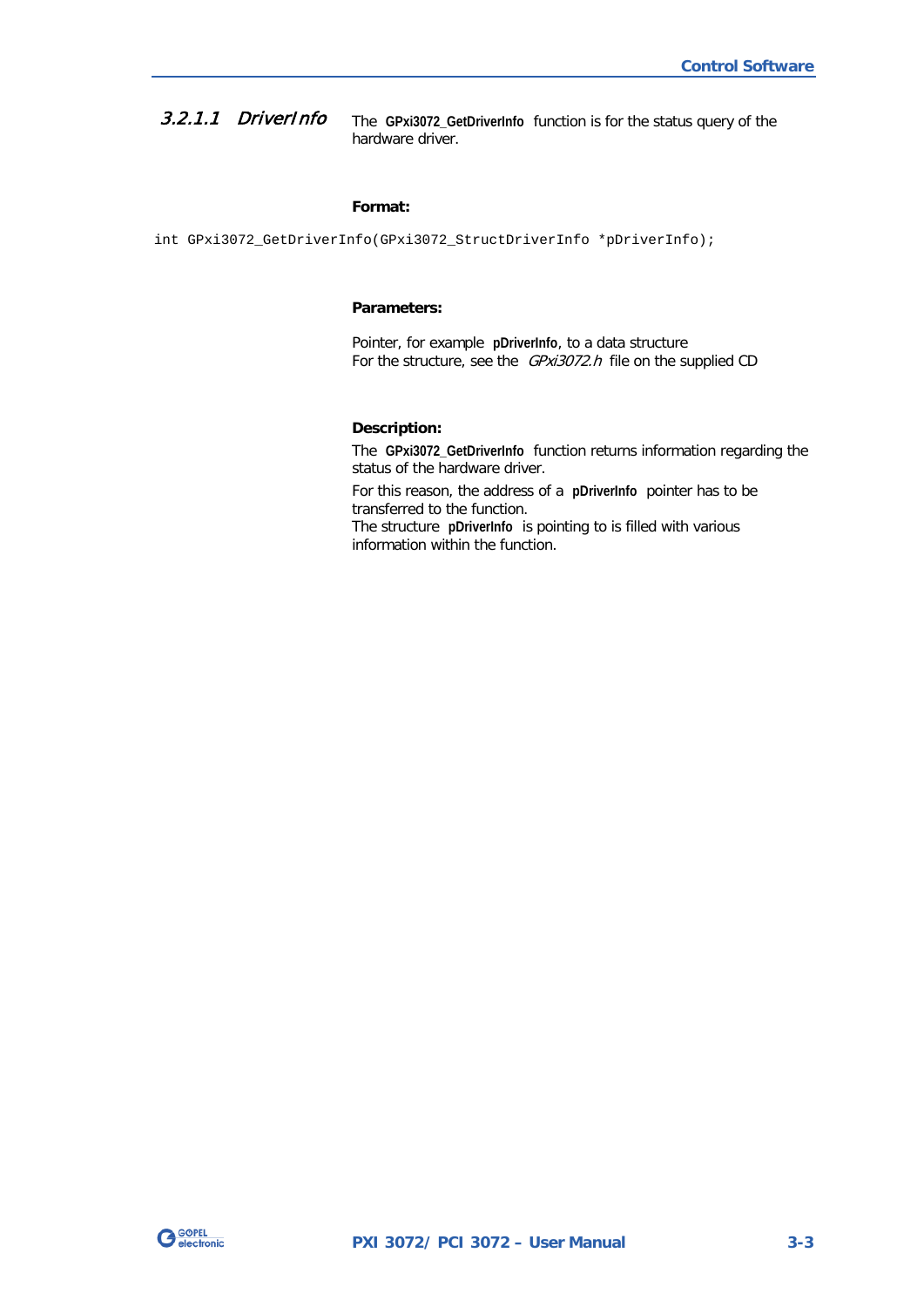#### *3.2.1.1 DriverInfo*

The **GPxi3072_GetDriverInfo** function is for the status query of the hardware driver.

**Format:**

```
int GPxi3072_GetDriverInfo(GPxi3072_StructDriverInfo *pDriverInfo);
```

**Parameters:**

Pointer, for example **pDriverInfo**, to a data structure
For the structure, see the *GPxi3072.h* file on the supplied CD

**Description:**

The **GPxi3072_GetDriverInfo** function returns information regarding the status of the hardware driver.

For this reason, the address of a **pDriverInfo** pointer has to be transferred to the function.
The structure **pDriverInfo** is pointing to is filled with various information within the function.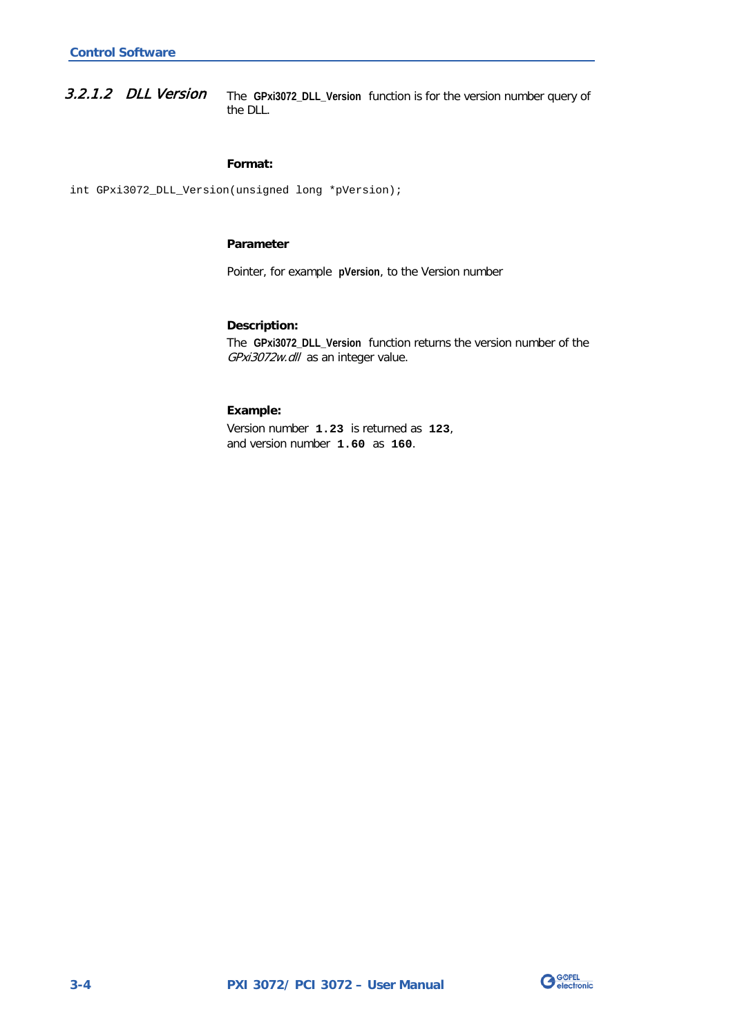### 3.2.1.2 DLL Version

The **GPxi3072_DLL_Version** function is for the version number query of the DLL.

**Format:**

```
int GPxi3072_DLL_Version(unsigned long *pVersion);
```

**Parameter**

Pointer, for example **pVersion**, to the Version number

**Description:**

The **GPxi3072_DLL_Version** function returns the version number of the *GPxi3072w.dll* as an integer value.

**Example:**

Version number **1.23** is returned as **123**,
and version number **1.60** as **160**.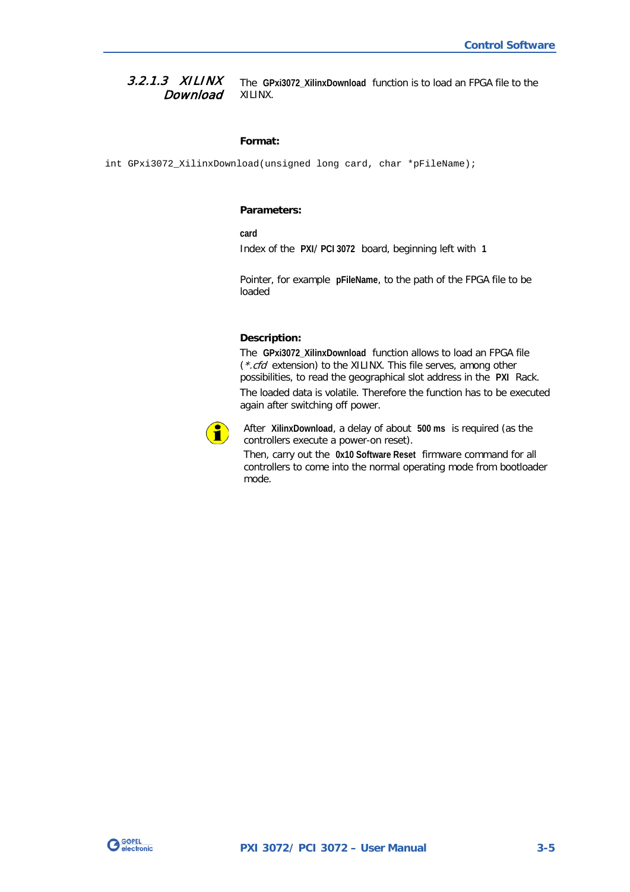#### 3.2.1.3 XILINX Download

The **GPxi3072_XilinxDownload** function is to load an FPGA file to the XILINX.

**Format:**

```
int GPxi3072_XilinxDownload(unsigned long card, char *pFileName);
```

**Parameters:**

**card**
Index of the **PXI/ PCI 3072** board, beginning left with **1**

Pointer, for example **pFileName**, to the path of the FPGA file to be loaded

**Description:**

The **GPxi3072_XilinxDownload** function allows to load an FPGA file (*\*.cfd* extension) to the XILINX. This file serves, among other possibilities, to read the geographical slot address in the **PXI** Rack.

The loaded data is volatile. Therefore the function has to be executed again after switching off power.

After **XilinxDownload**, a delay of about **500 ms** is required (as the controllers execute a power-on reset).
Then, carry out the **0x10 Software Reset** firmware command for all controllers to come into the normal operating mode from bootloader mode.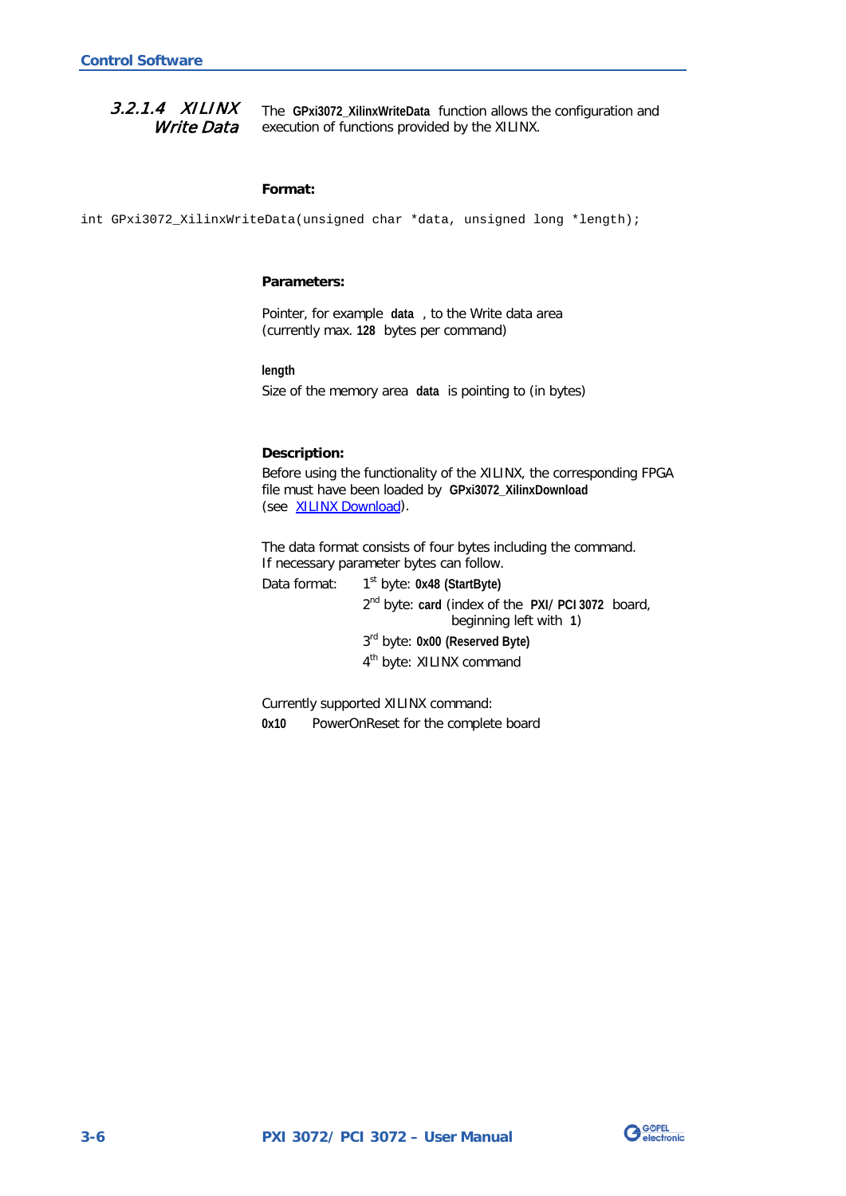### 3.2.1.4 XILINX Write Data

The **GPxi3072_XilinxWriteData** function allows the configuration and execution of functions provided by the XILINX.

**Format:**

```
int GPxi3072_XilinxWriteData(unsigned char *data, unsigned long *length);
```

**Parameters:**

Pointer, for example **data**, to the Write data area (currently max. **128** bytes per command)

**length**

Size of the memory area **data** is pointing to (in bytes)

**Description:**

Before using the functionality of the XILINX, the corresponding FPGA file must have been loaded by **GPxi3072_XilinxDownload** (see XILINX Download).

The data format consists of four bytes including the command. If necessary parameter bytes can follow.

Data format:
- 1st byte: **0x48 (StartByte)**
- 2nd byte: **card** (index of the **PXI/ PCI 3072** board, beginning left with **1**)
- 3rd byte: **0x00 (Reserved Byte)**
- 4th byte: XILINX command

Currently supported XILINX command:

**0x10** PowerOnReset for the complete board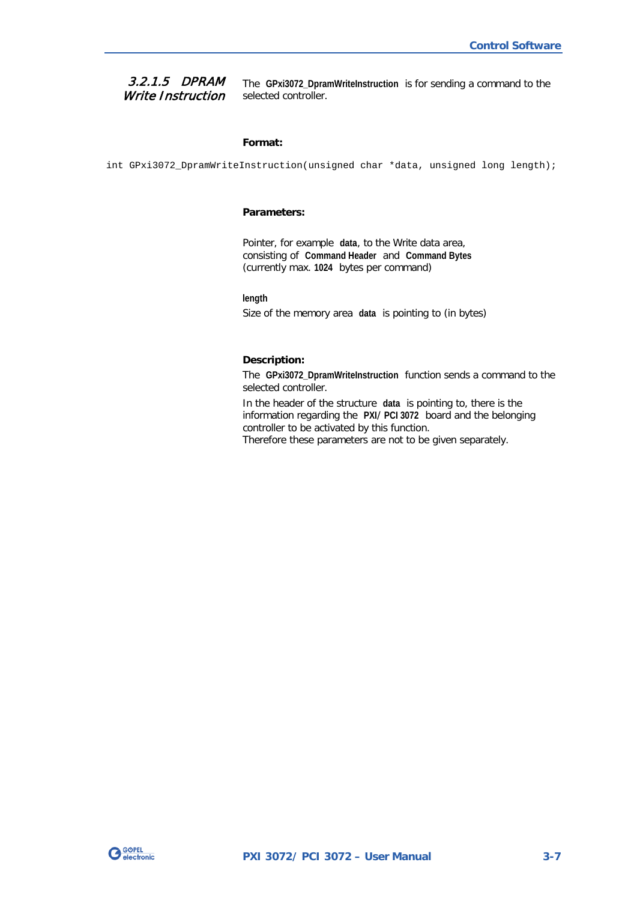#### 3.2.1.5 DPRAM Write Instruction

The **GPxi3072_DpramWriteInstruction** is for sending a command to the selected controller.

**Format:**

```
int GPxi3072_DpramWriteInstruction(unsigned char *data, unsigned long length);
```

**Parameters:**

Pointer, for example **data**, to the Write data area, consisting of **Command Header** and **Command Bytes** (currently max. **1024** bytes per command)

**length**

Size of the memory area **data** is pointing to (in bytes)

**Description:**

The **GPxi3072_DpramWriteInstruction** function sends a command to the selected controller.

In the header of the structure **data** is pointing to, there is the information regarding the **PXI/ PCI 3072** board and the belonging controller to be activated by this function.
Therefore these parameters are not to be given separately.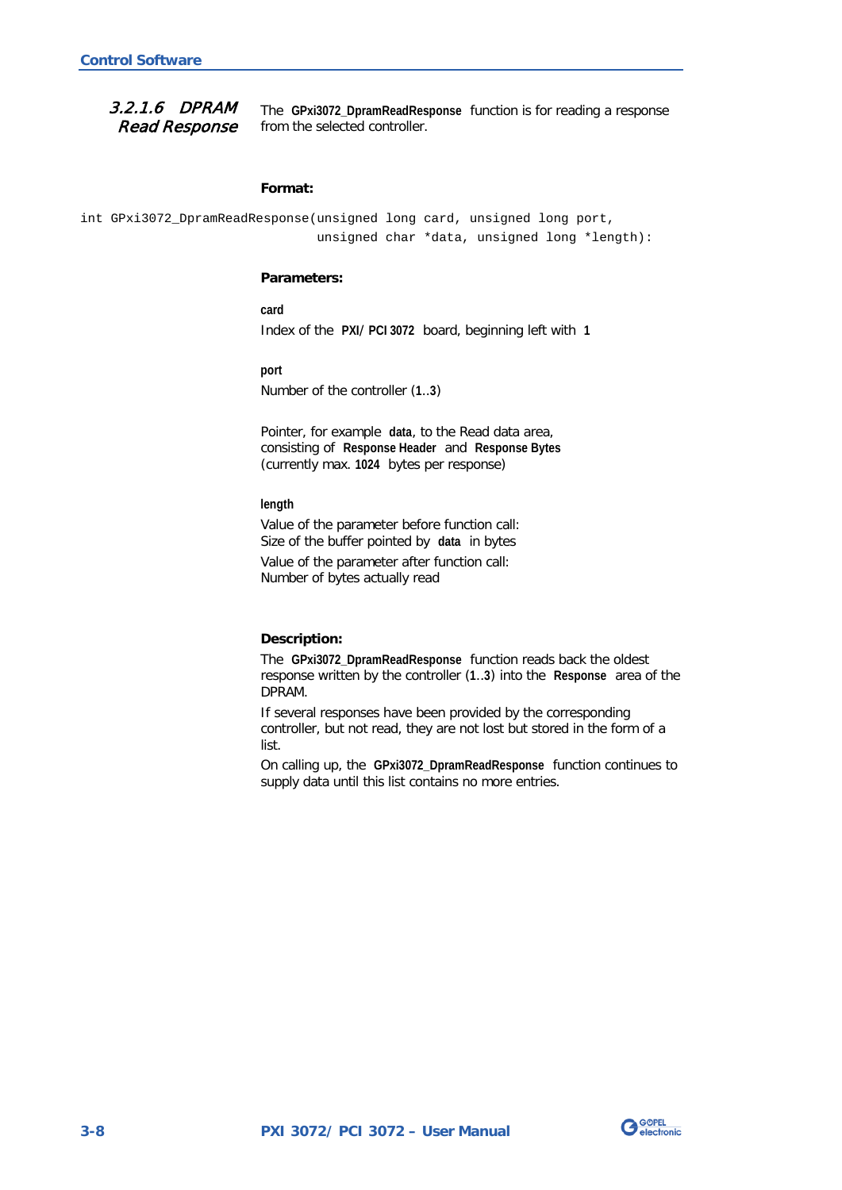### 3.2.1.6 DPRAM Read Response

The **GPxi3072_DpramReadResponse** function is for reading a response from the selected controller.

**Format:**

```
int GPxi3072_DpramReadResponse(unsigned long card, unsigned long port,
                               unsigned char *data, unsigned long *length):
```

**Parameters:**

**card**
Index of the **PXI/ PCI 3072** board, beginning left with **1**

**port**
Number of the controller (**1**..**3**)

Pointer, for example **data**, to the Read data area, consisting of **Response Header** and **Response Bytes** (currently max. **1024** bytes per response)

**length**
Value of the parameter before function call:
Size of the buffer pointed by **data** in bytes

Value of the parameter after function call:
Number of bytes actually read

**Description:**

The **GPxi3072_DpramReadResponse** function reads back the oldest response written by the controller (**1**..**3**) into the **Response** area of the DPRAM.

If several responses have been provided by the corresponding controller, but not read, they are not lost but stored in the form of a list.

On calling up, the **GPxi3072_DpramReadResponse** function continues to supply data until this list contains no more entries.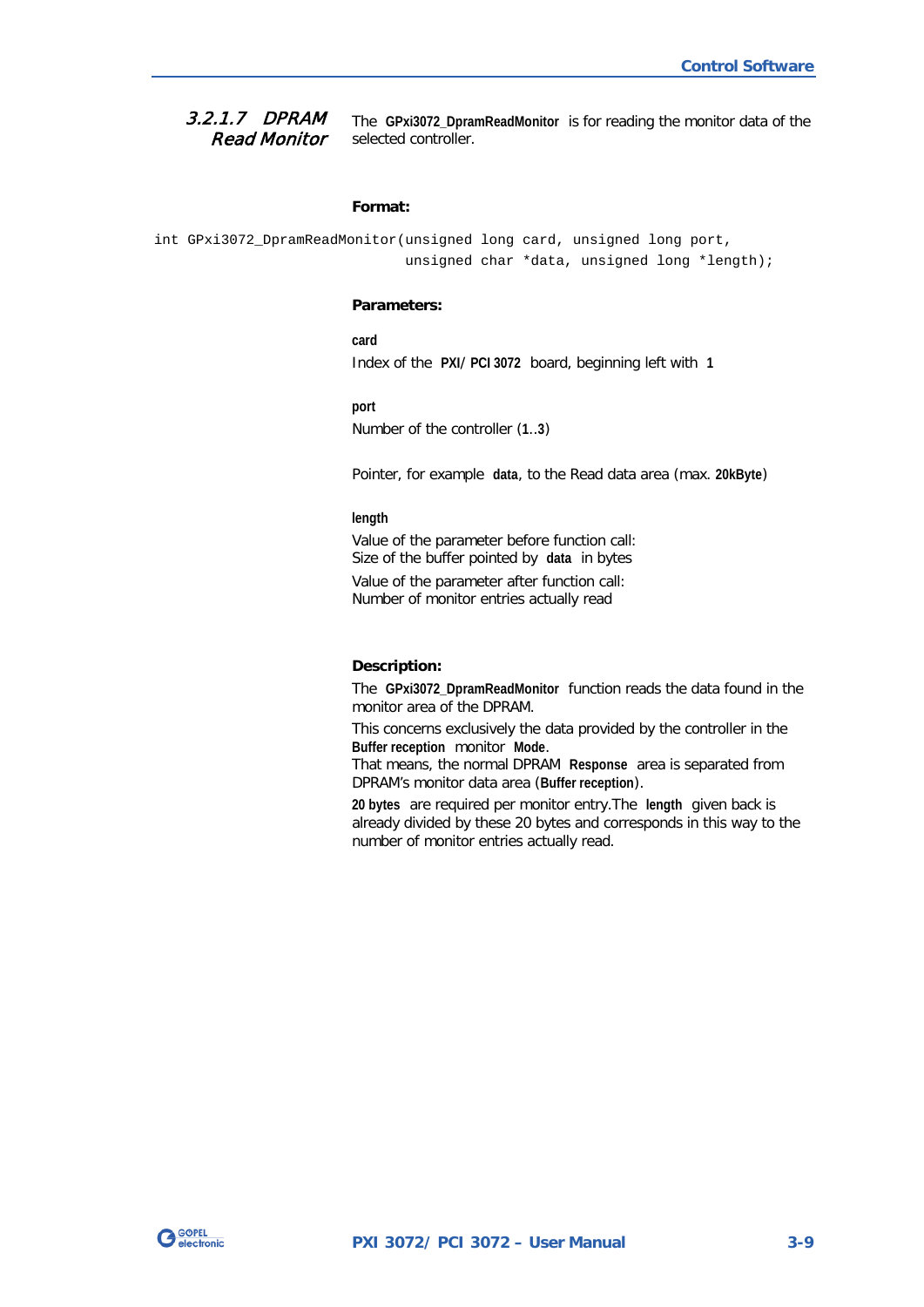#### 3.2.1.7 DPRAM Read Monitor

The **GPxi3072_DpramReadMonitor** is for reading the monitor data of the selected controller.

**Format:**

```
int GPxi3072_DpramReadMonitor(unsigned long card, unsigned long port,
                              unsigned char *data, unsigned long *length);
```

**Parameters:**

**card**
Index of the **PXI/ PCI 3072** board, beginning left with **1**

**port**
Number of the controller (**1**..**3**)

Pointer, for example **data**, to the Read data area (max. **20kByte**)

**length**
Value of the parameter before function call:
Size of the buffer pointed by **data** in bytes

Value of the parameter after function call:
Number of monitor entries actually read

**Description:**

The **GPxi3072_DpramReadMonitor** function reads the data found in the monitor area of the DPRAM.

This concerns exclusively the data provided by the controller in the **Buffer reception** monitor **Mode**.
That means, the normal DPRAM **Response** area is separated from DPRAM's monitor data area (**Buffer reception**).

**20 bytes** are required per monitor entry.The **length** given back is already divided by these 20 bytes and corresponds in this way to the number of monitor entries actually read.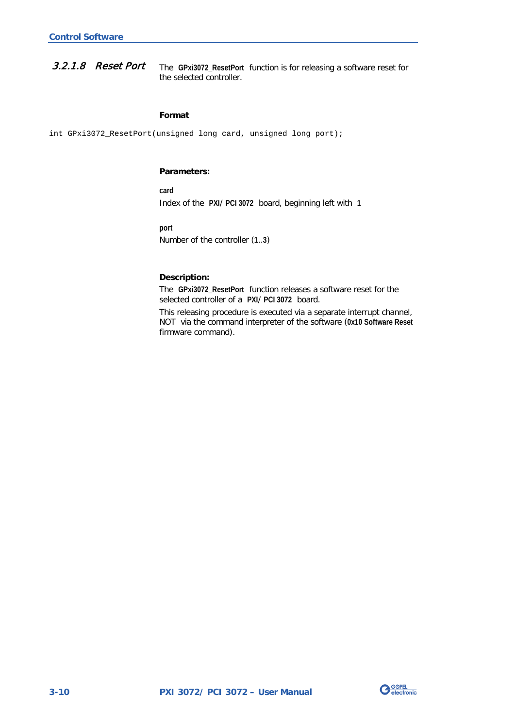#### 3.2.1.8 *Reset Port*

The **GPxi3072_ResetPort** function is for releasing a software reset for the selected controller.

**Format**

```
int GPxi3072_ResetPort(unsigned long card, unsigned long port);
```

**Parameters:**

**card**
Index of the **PXI/ PCI 3072** board, beginning left with **1**

**port**
Number of the controller (**1**..**3**)

**Description:**

The **GPxi3072_ResetPort** function releases a software reset for the selected controller of a **PXI/ PCI 3072** board.

This releasing procedure is executed via a separate interrupt channel, NOT via the command interpreter of the software (**0x10 Software Reset** firmware command).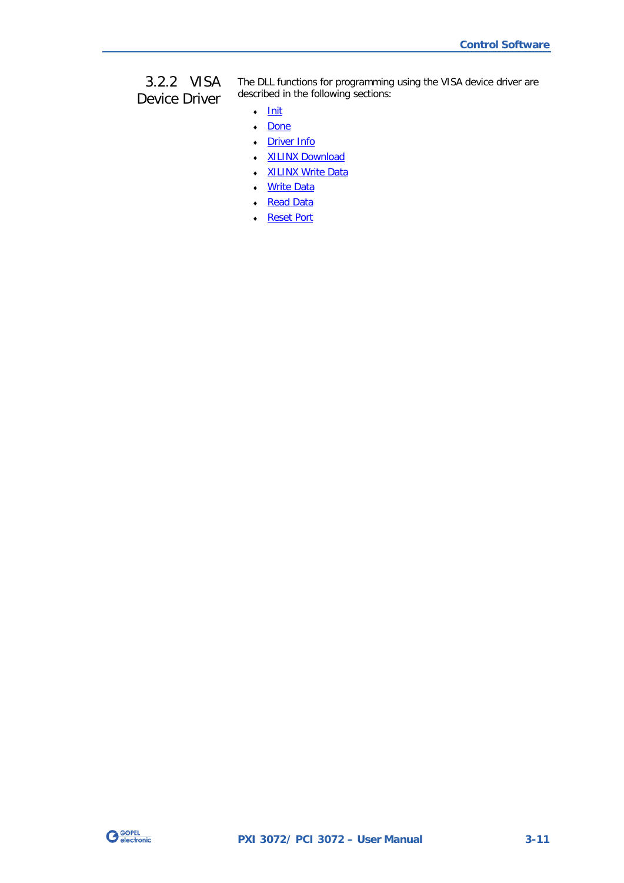### 3.2.2 VISA Device Driver

The DLL functions for programming using the VISA device driver are described in the following sections:

- Init
- Done
- Driver Info
- XILINX Download
- XILINX Write Data
- Write Data
- Read Data
- Reset Port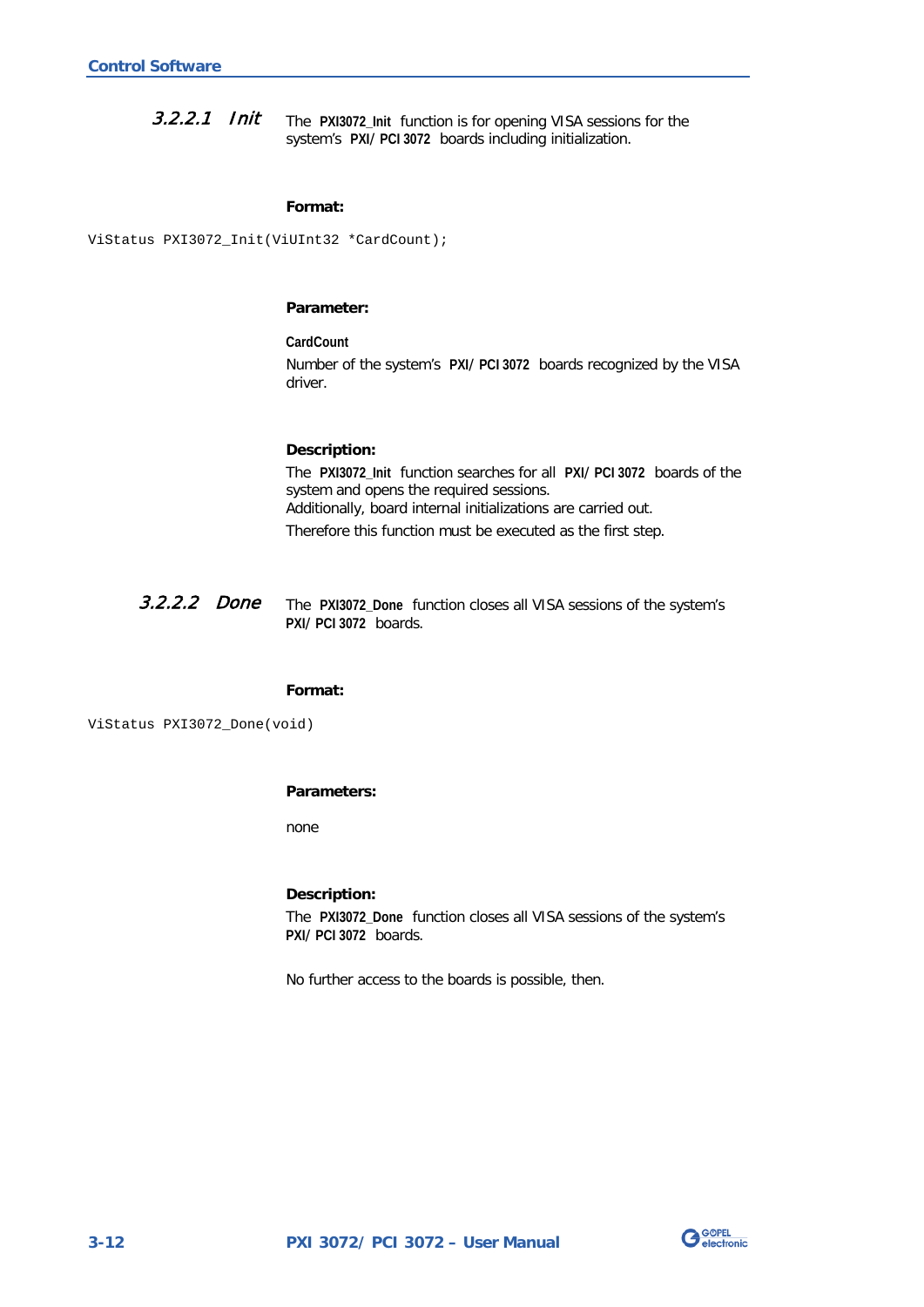#### 3.2.2.1 Init

The **PXI3072_Init** function is for opening VISA sessions for the system's **PXI/PCI 3072** boards including initialization.

**Format:**

```
ViStatus PXI3072_Init(ViUInt32 *CardCount);
```

**Parameter:**

**CardCount**

Number of the system's **PXI/PCI 3072** boards recognized by the VISA driver.

**Description:**

The **PXI3072_Init** function searches for all **PXI/PCI 3072** boards of the system and opens the required sessions.
Additionally, board internal initializations are carried out.

Therefore this function must be executed as the first step.

#### 3.2.2.2 Done

The **PXI3072_Done** function closes all VISA sessions of the system's **PXI/PCI 3072** boards.

**Format:**

```
ViStatus PXI3072_Done(void)
```

**Parameters:**

none

**Description:**

The **PXI3072_Done** function closes all VISA sessions of the system's **PXI/PCI 3072** boards.

No further access to the boards is possible, then.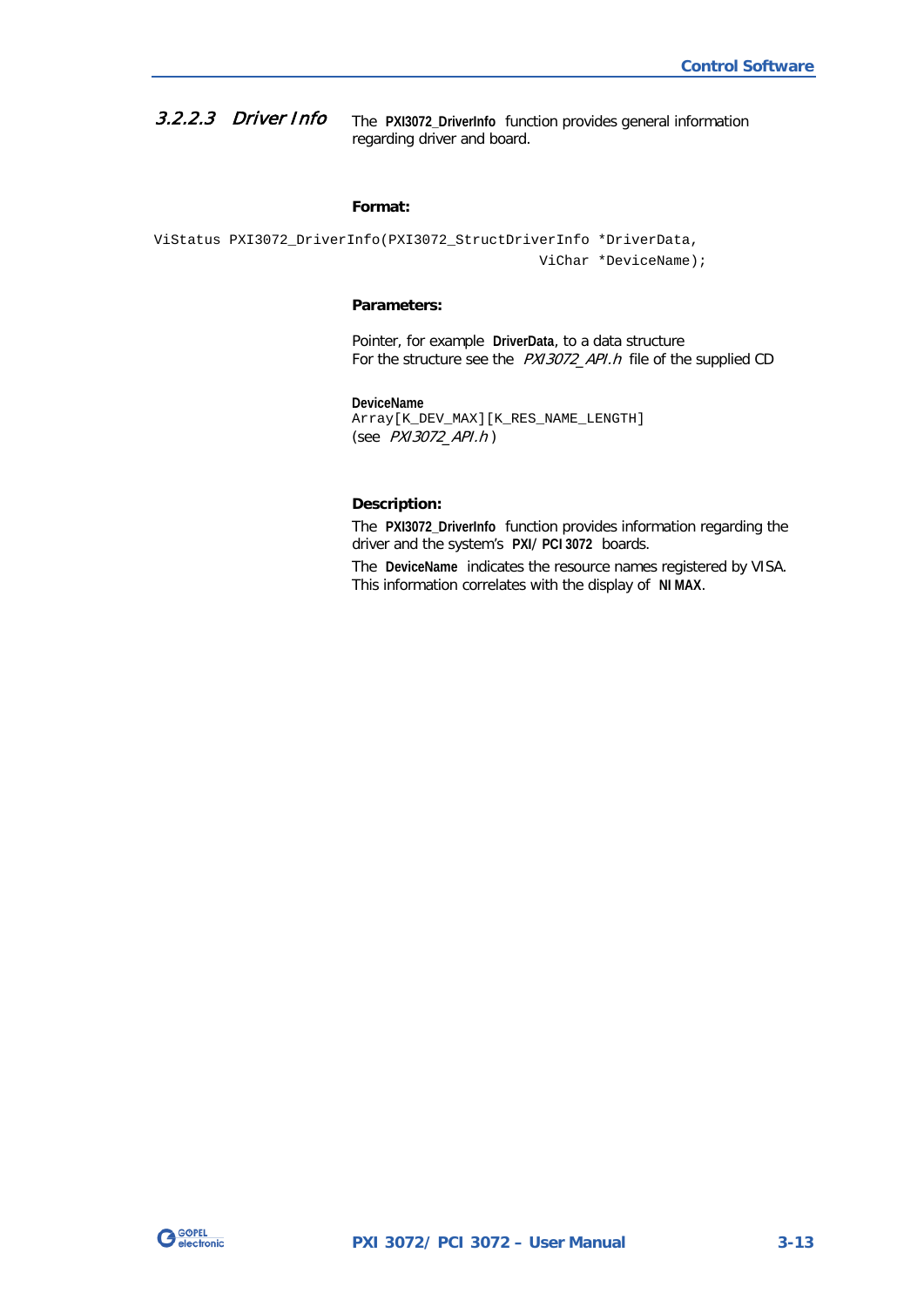#### 3.2.2.3 *Driver Info*

The **PXI3072_DriverInfo** function provides general information regarding driver and board.

**Format:**

```
ViStatus PXI3072_DriverInfo(PXI3072_StructDriverInfo *DriverData,
                                                        ViChar *DeviceName);
```

**Parameters:**

Pointer, for example **DriverData**, to a data structure
For the structure see the *PXI3072_API.h* file of the supplied CD

**DeviceName**
`Array[K_DEV_MAX][K_RES_NAME_LENGTH]`
(see *PXI3072_API.h*)

**Description:**

The **PXI3072_DriverInfo** function provides information regarding the driver and the system's **PXI/PCI 3072** boards.

The **DeviceName** indicates the resource names registered by VISA. This information correlates with the display of **NI MAX**.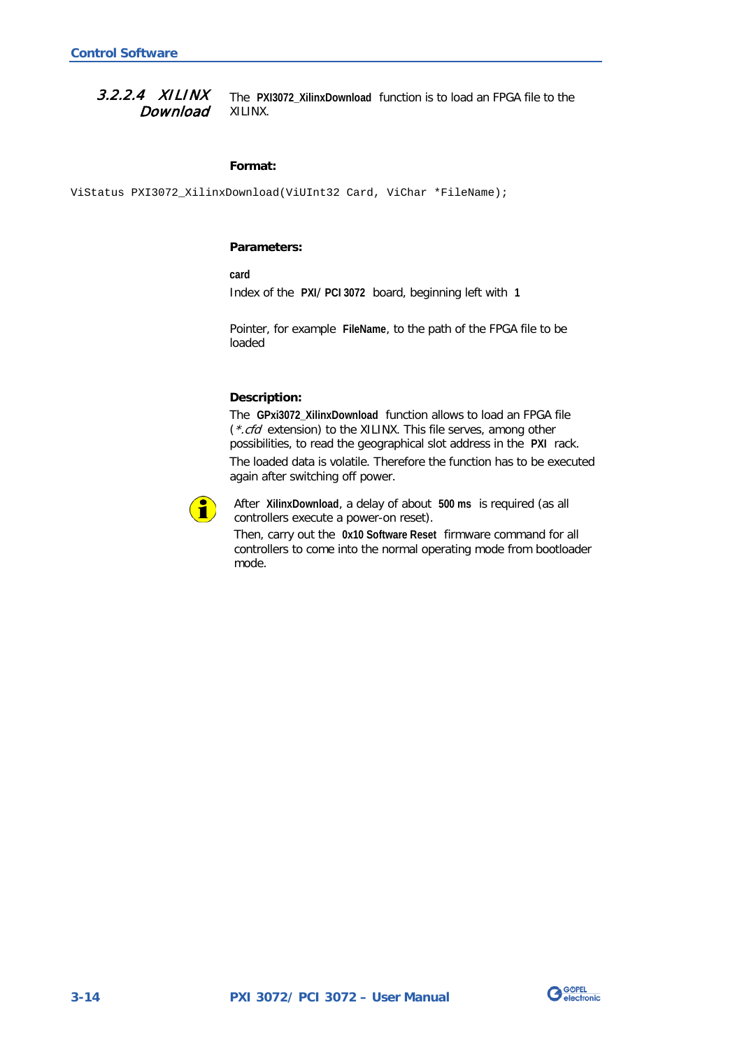### 3.2.2.4 XILINX Download

The **PXI3072_XilinxDownload** function is to load an FPGA file to the XILINX.

**Format:**

```
ViStatus PXI3072_XilinxDownload(ViUInt32 Card, ViChar *FileName);
```

**Parameters:**

**card**

Index of the **PXI/ PCI 3072** board, beginning left with **1**

Pointer, for example **FileName**, to the path of the FPGA file to be loaded

**Description:**

The **GPxi3072_XilinxDownload** function allows to load an FPGA file (*\*.cfd* extension) to the XILINX. This file serves, among other possibilities, to read the geographical slot address in the **PXI** rack.

The loaded data is volatile. Therefore the function has to be executed again after switching off power.

After **XilinxDownload**, a delay of about **500 ms** is required (as all controllers execute a power-on reset).

Then, carry out the **0x10 Software Reset** firmware command for all controllers to come into the normal operating mode from bootloader mode.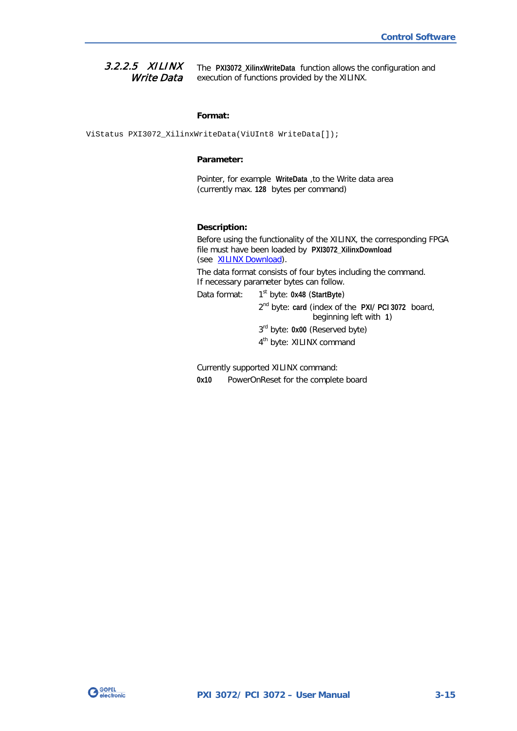### 3.2.2.5 XILINX Write Data

The **PXI3072_XilinxWriteData** function allows the configuration and execution of functions provided by the XILINX.

**Format:**

```
ViStatus PXI3072_XilinxWriteData(ViUInt8 WriteData[]);
```

**Parameter:**

Pointer, for example **WriteData** ,to the Write data area (currently max. **128** bytes per command)

**Description:**

Before using the functionality of the XILINX, the corresponding FPGA file must have been loaded by **PXI3072_XilinxDownload** (see XILINX Download).

The data format consists of four bytes including the command. If necessary parameter bytes can follow.

Data format:
- 1st byte: **0x48** (**StartByte**)
- 2nd byte: **card** (index of the **PXI/ PCI 3072** board, beginning left with **1**)
- 3rd byte: **0x00** (Reserved byte)
- 4th byte: XILINX command

Currently supported XILINX command:

**0x10** PowerOnReset for the complete board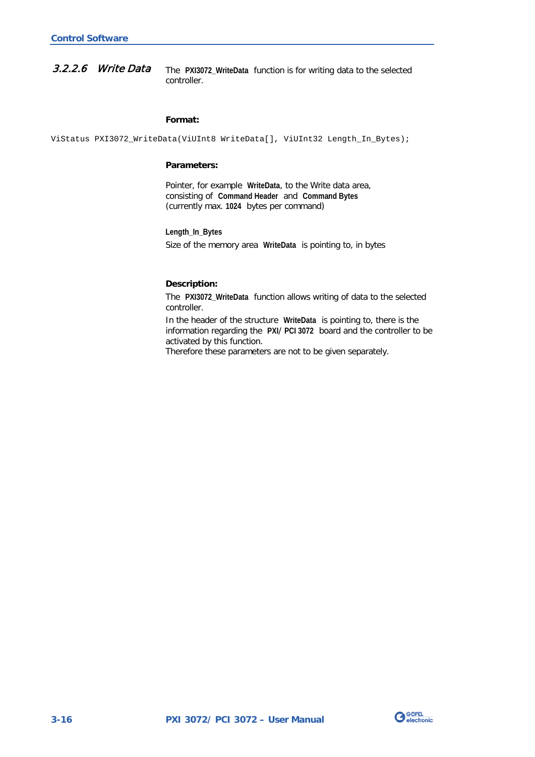### 3.2.2.6 *Write Data*

The **PXI3072_WriteData** function is for writing data to the selected controller.

**Format:**

```
ViStatus PXI3072_WriteData(ViUInt8 WriteData[], ViUInt32 Length_In_Bytes);
```

**Parameters:**

Pointer, for example **WriteData**, to the Write data area, consisting of **Command Header** and **Command Bytes** (currently max. **1024** bytes per command)

**Length_In_Bytes**

Size of the memory area **WriteData** is pointing to, in bytes

**Description:**

The **PXI3072_WriteData** function allows writing of data to the selected controller.

In the header of the structure **WriteData** is pointing to, there is the information regarding the **PXI/ PCI 3072** board and the controller to be activated by this function.

Therefore these parameters are not to be given separately.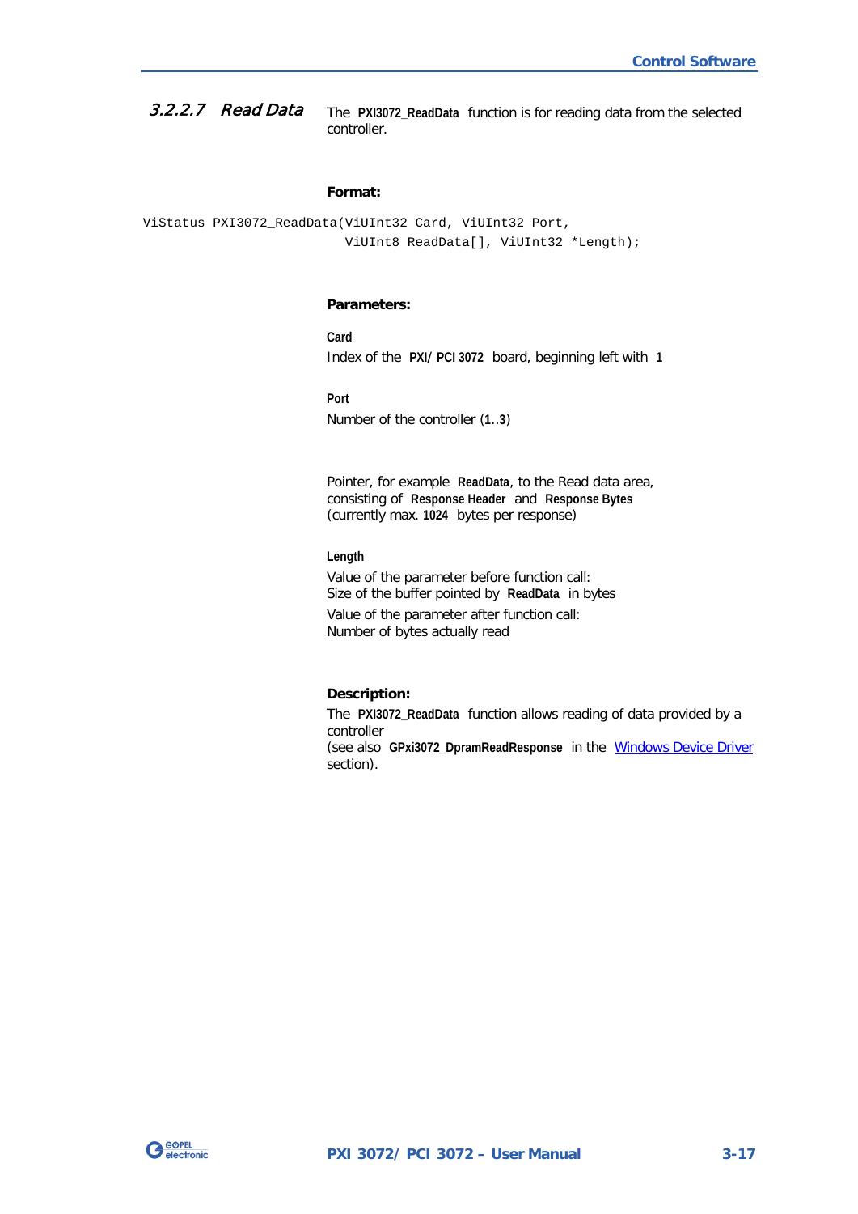#### 3.2.2.7 Read Data

The **PXI3072_ReadData** function is for reading data from the selected controller.

**Format:**

```
ViStatus PXI3072_ReadData(ViUInt32 Card, ViUInt32 Port,
                          ViUInt8 ReadData[], ViUInt32 *Length);
```

**Parameters:**

**Card**

Index of the **PXI/ PCI 3072** board, beginning left with **1**

**Port**

Number of the controller (**1**..**3**)

Pointer, for example **ReadData**, to the Read data area, consisting of **Response Header** and **Response Bytes** (currently max. **1024** bytes per response)

**Length**

Value of the parameter before function call:
Size of the buffer pointed by **ReadData** in bytes

Value of the parameter after function call:
Number of bytes actually read

**Description:**

The **PXI3072_ReadData** function allows reading of data provided by a controller
(see also **GPxi3072_DpramReadResponse** in the Windows Device Driver section).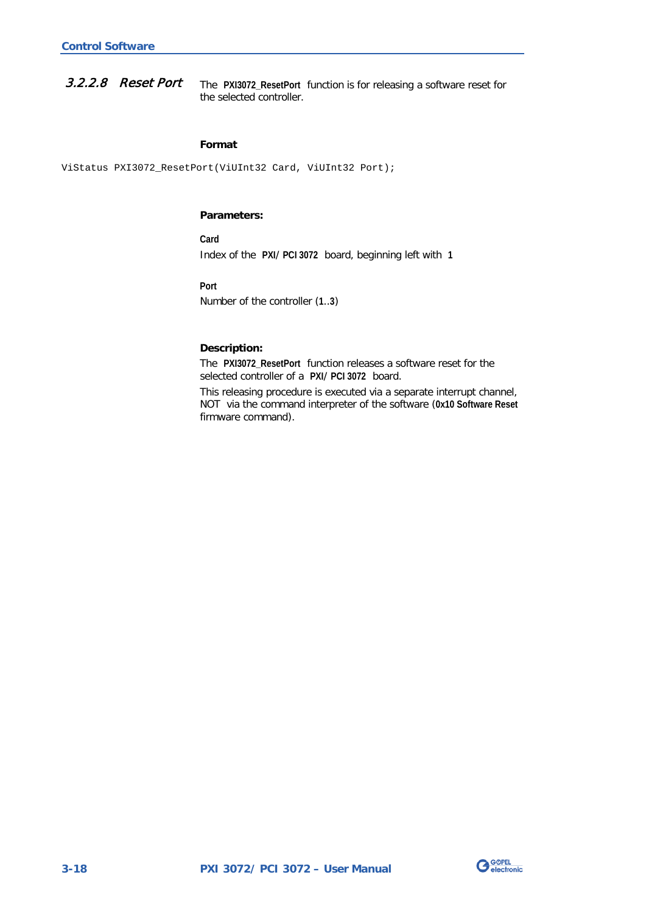### 3.2.2.8 Reset Port

The **PXI3072_ResetPort** function is for releasing a software reset for the selected controller.

**Format**

```
ViStatus PXI3072_ResetPort(ViUInt32 Card, ViUInt32 Port);
```

**Parameters:**

**Card**

Index of the **PXI/ PCI 3072** board, beginning left with **1**

**Port**

Number of the controller (**1**..**3**)

**Description:**

The **PXI3072_ResetPort** function releases a software reset for the selected controller of a **PXI/ PCI 3072** board.

This releasing procedure is executed via a separate interrupt channel, NOT via the command interpreter of the software (**0x10 Software Reset** firmware command).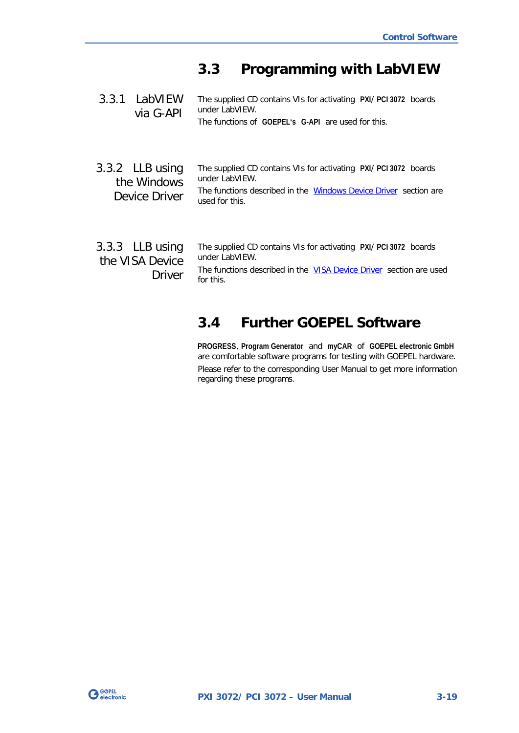## 3.3 Programming with LabVIEW

### 3.3.1 LabVIEW via G-API

The supplied CD contains VIs for activating **PXI/ PCI 3072** boards under LabVIEW.

The functions of **GOEPEL's G-API** are used for this.

### 3.3.2 LLB using the Windows Device Driver

The supplied CD contains VIs for activating **PXI/ PCI 3072** boards under LabVIEW.

The functions described in the Windows Device Driver section are used for this.

### 3.3.3 LLB using the VISA Device Driver

The supplied CD contains VIs for activating **PXI/ PCI 3072** boards under LabVIEW.

The functions described in the VISA Device Driver section are used for this.

## 3.4 Further GOEPEL Software

**PROGRESS**, **Program Generator** and **myCAR** of **GOEPEL electronic GmbH** are comfortable software programs for testing with GOEPEL hardware.

Please refer to the corresponding User Manual to get more information regarding these programs.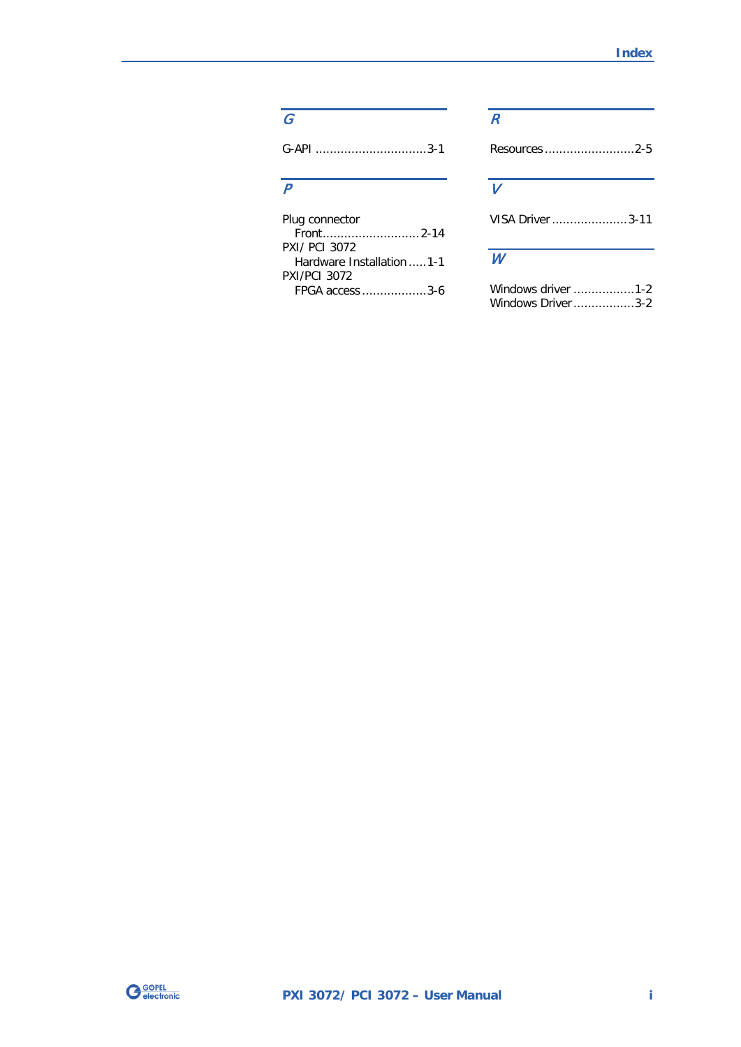## G

G-API ...............................3-1

## P

Plug connector
  Front...........................2-14
PXI/ PCI 3072
  Hardware Installation .....1-1
PXI/PCI 3072
  FPGA access..................3-6

## R

Resources.........................2-5

## V

VISA Driver.....................3-11

## W

Windows driver ................1-2
Windows Driver.................3-2